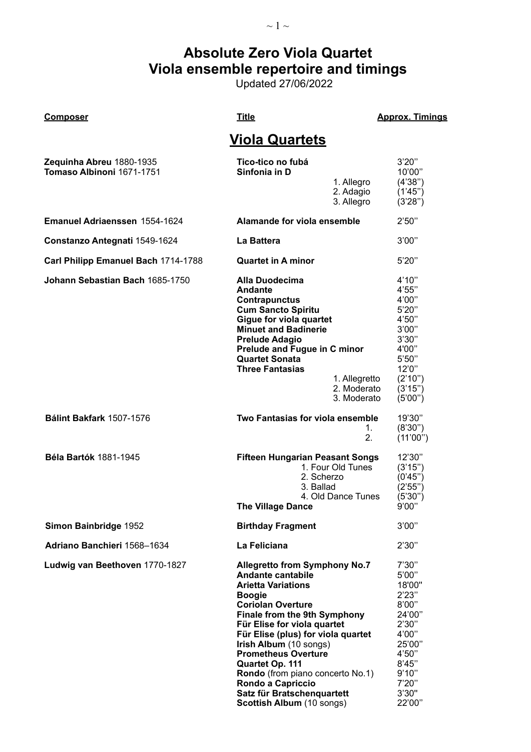# Absolute Zero Viola Quartet
# Viola ensemble repertoire and timings

Updated 27/06/2022

## Viola Quartets

| Composer | Title | Approx. Timings |
|---|---|---|
| **Zequinha Abreu** 1880-1935 | **Tico-tico no fubá** | 3'20'' |
| **Tomaso Albinoni** 1671-1751 | **Sinfonia in D** | 10'00'' |
| | 1. Allegro | (4'38'') |
| | 2. Adagio | (1'45'') |
| | 3. Allegro | (3'28'') |
| **Emanuel Adriaenssen** 1554-1624 | **Alamande for viola ensemble** | 2'50'' |
| **Constanzo Antegnati** 1549-1624 | **La Battera** | 3'00'' |
| **Carl Philipp Emanuel Bach** 1714-1788 | **Quartet in A minor** | 5'20'' |
| **Johann Sebastian Bach** 1685-1750 | **Alla Duodecima** | 4'10'' |
| | **Andante** | 4'55'' |
| | **Contrapunctus** | 4'00'' |
| | **Cum Sancto Spiritu** | 5'20'' |
| | **Gigue for viola quartet** | 4'50'' |
| | **Minuet and Badinerie** | 3'00'' |
| | **Prelude Adagio** | 3'30'' |
| | **Prelude and Fugue in C minor** | 4'00'' |
| | **Quartet Sonata** | 5'50'' |
| | **Three Fantasias** | 12'0'' |
| | 1. Allegretto | (2'10'') |
| | 2. Moderato | (3'15'') |
| | 3. Moderato | (5'00'') |
| **Bálint Bakfark** 1507-1576 | **Two Fantasias for viola ensemble** | 19'30'' |
| | 1. | (8'30'') |
| | 2. | (11'00'') |
| **Béla Bartók** 1881-1945 | **Fifteen Hungarian Peasant Songs** | 12'30'' |
| | 1. Four Old Tunes | (3'15'') |
| | 2. Scherzo | (0'45'') |
| | 3. Ballad | (2'55'') |
| | 4. Old Dance Tunes | (5'30'') |
| | **The Village Dance** | 9'00'' |
| **Simon Bainbridge** 1952 | **Birthday Fragment** | 3'00'' |
| **Adriano Banchieri** 1568–1634 | **La Feliciana** | 2'30'' |
| **Ludwig van Beethoven** 1770-1827 | **Allegretto from Symphony No.7** | 7'30'' |
| | **Andante cantabile** | 5'00'' |
| | **Arietta Variations** | 18'00'' |
| | **Boogie** | 2'23'' |
| | **Coriolan Overture** | 8'00'' |
| | **Finale from the 9th Symphony** | 24'00'' |
| | **Für Elise for viola quartet** | 2'30'' |
| | **Für Elise (plus) for viola quartet** | 4'00'' |
| | **Irish Album** (10 songs) | 25'00'' |
| | **Prometheus Overture** | 4'50'' |
| | **Quartet Op. 111** | 8'45'' |
| | **Rondo** (from piano concerto No.1) | 9'10'' |
| | **Rondo a Capriccio** | 7'20'' |
| | **Satz für Bratschenquartett** | 3'30'' |
| | **Scottish Album** (10 songs) | 22'00'' |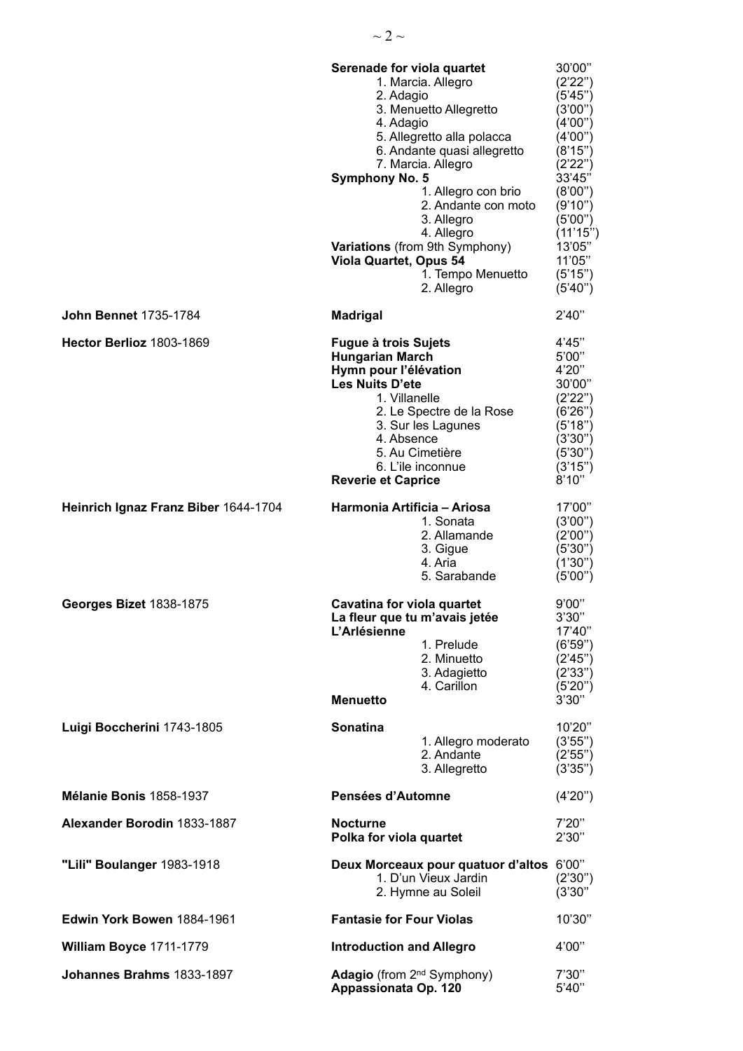| Composer | Work | Duration |
|---|---|---|
| | **Serenade for viola quartet** | 30'00'' |
| | 1. Marcia. Allegro | (2'22'') |
| | 2. Adagio | (5'45'') |
| | 3. Menuetto Allegretto | (3'00'') |
| | 4. Adagio | (4'00'') |
| | 5. Allegretto alla polacca | (4'00'') |
| | 6. Andante quasi allegretto | (8'15'') |
| | 7. Marcia. Allegro | (2'22'') |
| | **Symphony No. 5** | 33'45'' |
| | 1. Allegro con brio | (8'00'') |
| | 2. Andante con moto | (9'10'') |
| | 3. Allegro | (5'00'') |
| | 4. Allegro | (11'15'') |
| | **Variations** (from 9th Symphony) | 13'05'' |
| | **Viola Quartet, Opus 54** | 11'05'' |
| | 1. Tempo Menuetto | (5'15'') |
| | 2. Allegro | (5'40'') |
| **John Bennet** 1735-1784 | **Madrigal** | 2'40'' |
| **Hector Berlioz** 1803-1869 | **Fugue à trois Sujets** | 4'45'' |
| | **Hungarian March** | 5'00'' |
| | **Hymn pour l'élévation** | 4'20'' |
| | **Les Nuits D'ete** | 30'00'' |
| | 1. Villanelle | (2'22'') |
| | 2. Le Spectre de la Rose | (6'26'') |
| | 3. Sur les Lagunes | (5'18'') |
| | 4. Absence | (3'30'') |
| | 5. Au Cimetière | (5'30'') |
| | 6. L'ile inconnue | (3'15'') |
| | **Reverie et Caprice** | 8'10'' |
| **Heinrich Ignaz Franz Biber** 1644-1704 | **Harmonia Artificia – Ariosa** | 17'00'' |
| | 1. Sonata | (3'00'') |
| | 2. Allamande | (2'00'') |
| | 3. Gigue | (5'30'') |
| | 4. Aria | (1'30'') |
| | 5. Sarabande | (5'00'') |
| **Georges Bizet** 1838-1875 | **Cavatina for viola quartet** | 9'00'' |
| | **La fleur que tu m'avais jetée** | 3'30'' |
| | **L'Arlésienne** | 17'40'' |
| | 1. Prelude | (6'59'') |
| | 2. Minuetto | (2'45'') |
| | 3. Adagietto | (2'33'') |
| | 4. Carillon | (5'20'') |
| | **Menuetto** | 3'30'' |
| **Luigi Boccherini** 1743-1805 | **Sonatina** | 10'20'' |
| | 1. Allegro moderato | (3'55'') |
| | 2. Andante | (2'55'') |
| | 3. Allegretto | (3'35'') |
| **Mélanie Bonis** 1858-1937 | **Pensées d'Automne** | (4'20'') |
| **Alexander Borodin** 1833-1887 | **Nocturne** | 7'20'' |
| | **Polka for viola quartet** | 2'30'' |
| **"Lili" Boulanger** 1983-1918 | **Deux Morceaux pour quatuor d'altos** | 6'00'' |
| | 1. D'un Vieux Jardin | (2'30'') |
| | 2. Hymne au Soleil | (3'30'' |
| **Edwin York Bowen** 1884-1961 | **Fantasie for Four Violas** | 10'30'' |
| **William Boyce** 1711-1779 | **Introduction and Allegro** | 4'00'' |
| **Johannes Brahms** 1833-1897 | **Adagio** (from 2nd Symphony) | 7'30'' |
| | **Appassionata Op. 120** | 5'40'' |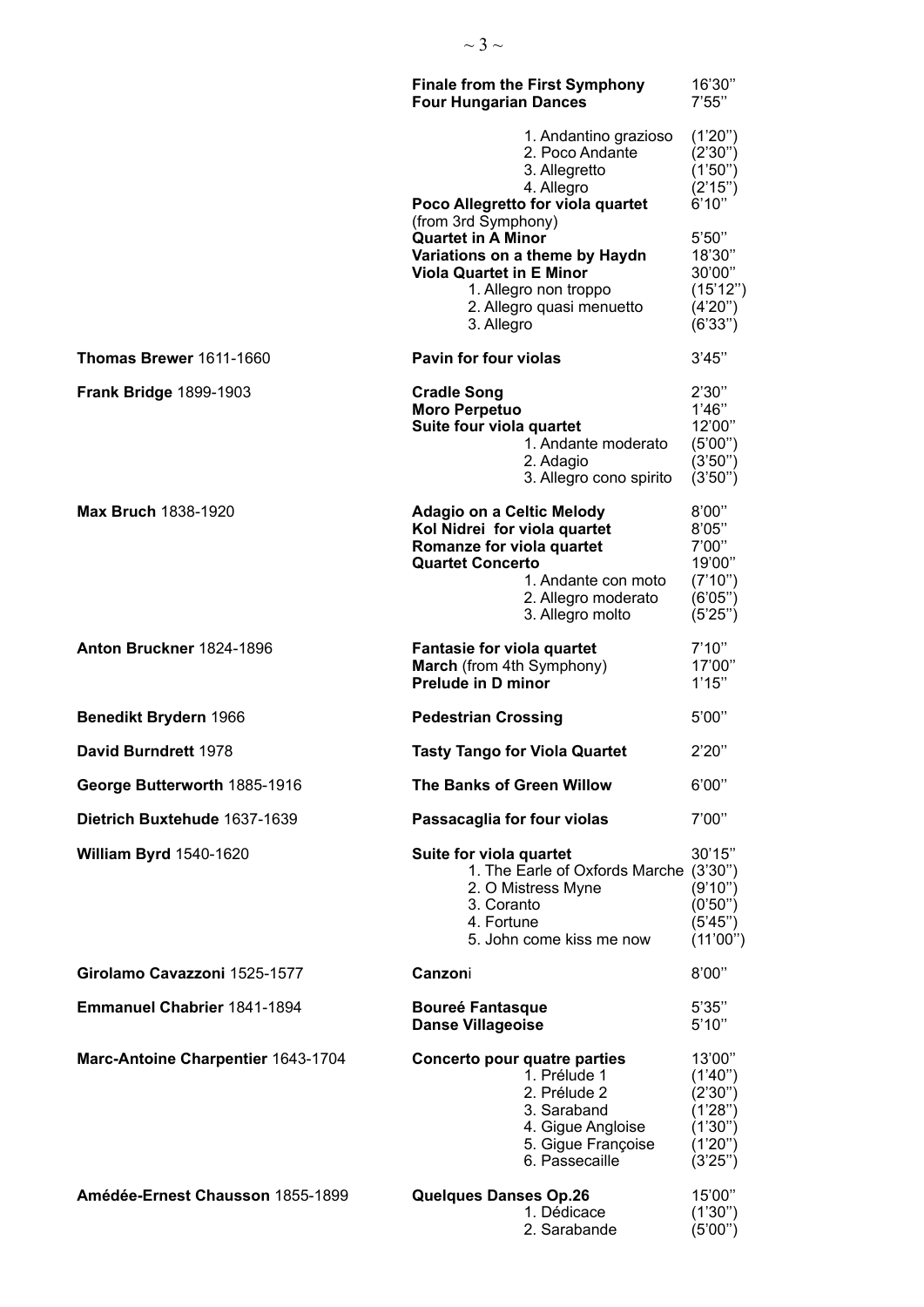| Composer | Work | Duration |
|---|---|---|
| | **Finale from the First Symphony** | 16'30'' |
| | **Four Hungarian Dances** | 7'55'' |
| | 1. Andantino grazioso | (1'20'') |
| | 2. Poco Andante | (2'30'') |
| | 3. Allegretto | (1'50'') |
| | 4. Allegro | (2'15'') |
| | **Poco Allegretto for viola quartet** (from 3rd Symphony) | 6'10'' |
| | **Quartet in A Minor** | 5'50'' |
| | **Variations on a theme by Haydn** | 18'30'' |
| | **Viola Quartet in E Minor** | 30'00'' |
| | 1. Allegro non troppo | (15'12'') |
| | 2. Allegro quasi menuetto | (4'20'') |
| | 3. Allegro | (6'33'') |
| **Thomas Brewer** 1611-1660 | **Pavin for four violas** | 3'45'' |
| **Frank Bridge** 1899-1903 | **Cradle Song** | 2'30'' |
| | **Moro Perpetuo** | 1'46'' |
| | **Suite four viola quartet** | 12'00'' |
| | 1. Andante moderato | (5'00'') |
| | 2. Adagio | (3'50'') |
| | 3. Allegro cono spirito | (3'50'') |
| **Max Bruch** 1838-1920 | **Adagio on a Celtic Melody** | 8'00'' |
| | **Kol Nidrei for viola quartet** | 8'05'' |
| | **Romanze for viola quartet** | 7'00'' |
| | **Quartet Concerto** | 19'00'' |
| | 1. Andante con moto | (7'10'') |
| | 2. Allegro moderato | (6'05'') |
| | 3. Allegro molto | (5'25'') |
| **Anton Bruckner** 1824-1896 | **Fantasie for viola quartet** | 7'10'' |
| | **March** (from 4th Symphony) | 17'00'' |
| | **Prelude in D minor** | 1'15'' |
| **Benedikt Brydern** 1966 | **Pedestrian Crossing** | 5'00'' |
| **David Burndrett** 1978 | **Tasty Tango for Viola Quartet** | 2'20'' |
| **George Butterworth** 1885-1916 | **The Banks of Green Willow** | 6'00'' |
| **Dietrich Buxtehude** 1637-1639 | **Passacaglia for four violas** | 7'00'' |
| **William Byrd** 1540-1620 | **Suite for viola quartet** | 30'15'' |
| | 1. The Earle of Oxfords Marche | (3'30'') |
| | 2. O Mistress Myne | (9'10'') |
| | 3. Coranto | (0'50'') |
| | 4. Fortune | (5'45'') |
| | 5. John come kiss me now | (11'00'') |
| **Girolamo Cavazzoni** 1525-1577 | **Canzon**i | 8'00'' |
| **Emmanuel Chabrier** 1841-1894 | **Boureé Fantasque** | 5'35'' |
| | **Danse Villageoise** | 5'10'' |
| **Marc-Antoine Charpentier** 1643-1704 | **Concerto pour quatre parties** | 13'00'' |
| | 1. Prélude 1 | (1'40'') |
| | 2. Prélude 2 | (2'30'') |
| | 3. Saraband | (1'28'') |
| | 4. Gigue Angloise | (1'30'') |
| | 5. Gigue Françoise | (1'20'') |
| | 6. Passecaille | (3'25'') |
| **Amédée-Ernest Chausson** 1855-1899 | **Quelques Danses Op.26** | 15'00'' |
| | 1. Dédicace | (1'30'') |
| | 2. Sarabande | (5'00'') |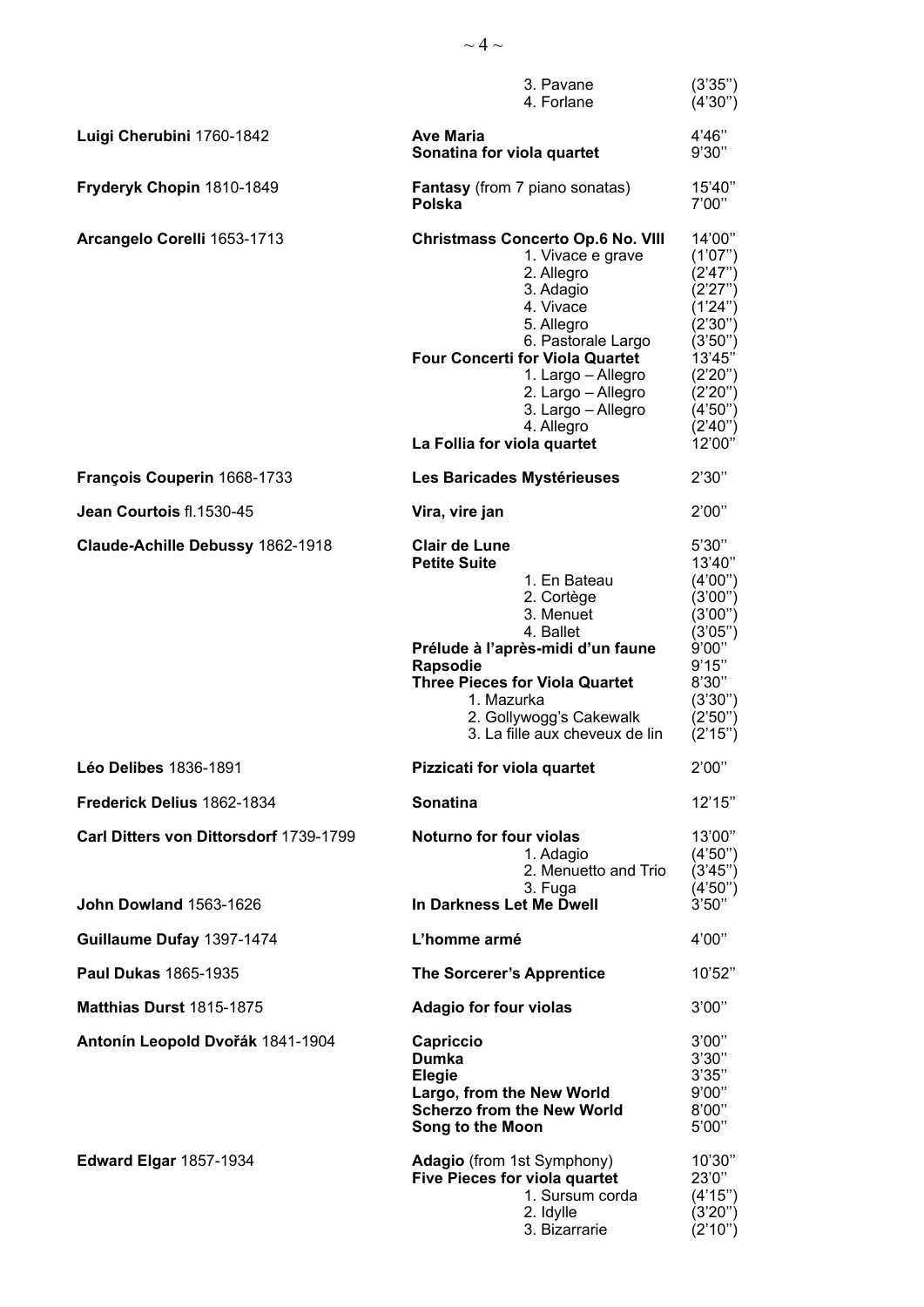| | | |
|---|---|---|
| | 3. Pavane | (3'35'') |
| | 4. Forlane | (4'30'') |
| **Luigi Cherubini** 1760-1842 | **Ave Maria** | 4'46'' |
| | **Sonatina for viola quartet** | 9'30'' |
| **Fryderyk Chopin** 1810-1849 | **Fantasy** (from 7 piano sonatas) | 15'40'' |
| | **Polska** | 7'00'' |
| **Arcangelo Corelli** 1653-1713 | **Christmass Concerto Op.6 No. VIII** | 14'00'' |
| | 1. Vivace e grave | (1'07'') |
| | 2. Allegro | (2'47'') |
| | 3. Adagio | (2'27'') |
| | 4. Vivace | (1'24'') |
| | 5. Allegro | (2'30'') |
| | 6. Pastorale Largo | (3'50'') |
| | **Four Concerti for Viola Quartet** | 13'45'' |
| | 1. Largo – Allegro | (2'20'') |
| | 2. Largo – Allegro | (2'20'') |
| | 3. Largo – Allegro | (4'50'') |
| | 4. Allegro | (2'40'') |
| | **La Follia for viola quartet** | 12'00'' |
| **François Couperin** 1668-1733 | **Les Baricades Mystérieuses** | 2'30'' |
| **Jean Courtois** fl.1530-45 | **Vira, vire jan** | 2'00'' |
| **Claude-Achille Debussy** 1862-1918 | **Clair de Lune** | 5'30'' |
| | **Petite Suite** | 13'40'' |
| | 1. En Bateau | (4'00'') |
| | 2. Cortège | (3'00'') |
| | 3. Menuet | (3'00'') |
| | 4. Ballet | (3'05'') |
| | **Prélude à l'après-midi d'un faune** | 9'00'' |
| | **Rapsodie** | 9'15'' |
| | **Three Pieces for Viola Quartet** | 8'30'' |
| | 1. Mazurka | (3'30'') |
| | 2. Gollywogg's Cakewalk | (2'50'') |
| | 3. La fille aux cheveux de lin | (2'15'') |
| **Léo Delibes** 1836-1891 | **Pizzicati for viola quartet** | 2'00'' |
| **Frederick Delius** 1862-1834 | **Sonatina** | 12'15'' |
| **Carl Ditters von Dittorsdorf** 1739-1799 | **Noturno for four violas** | 13'00'' |
| | 1. Adagio | (4'50'') |
| | 2. Menuetto and Trio | (3'45'') |
| | 3. Fuga | (4'50'') |
| **John Dowland** 1563-1626 | **In Darkness Let Me Dwell** | 3'50'' |
| **Guillaume Dufay** 1397-1474 | **L'homme armé** | 4'00'' |
| **Paul Dukas** 1865-1935 | **The Sorcerer's Apprentice** | 10'52'' |
| **Matthias Durst** 1815-1875 | **Adagio for four violas** | 3'00'' |
| **Antonín Leopold Dvořák** 1841-1904 | **Capriccio** | 3'00'' |
| | **Dumka** | 3'30'' |
| | **Elegie** | 3'35'' |
| | **Largo, from the New World** | 9'00'' |
| | **Scherzo from the New World** | 8'00'' |
| | **Song to the Moon** | 5'00'' |
| **Edward Elgar** 1857-1934 | **Adagio** (from 1st Symphony) | 10'30'' |
| | **Five Pieces for viola quartet** | 23'0'' |
| | 1. Sursum corda | (4'15'') |
| | 2. Idylle | (3'20'') |
| | 3. Bizarrarie | (2'10'') |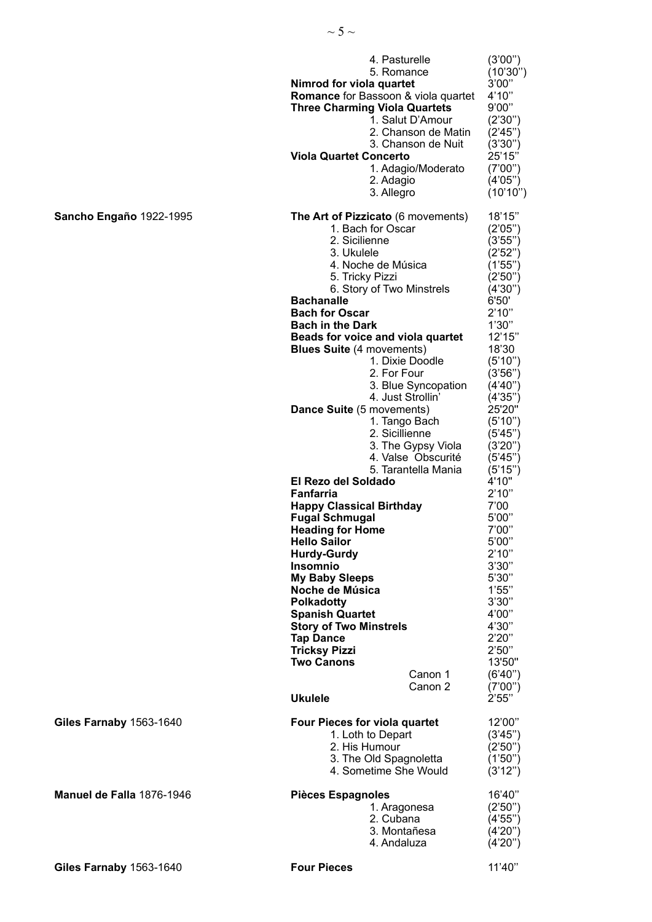| Composer | Work | Duration |
|---|---|---|
| | 4. Pasturelle | (3'00'') |
| | 5. Romance | (10'30'') |
| | **Nimrod for viola quartet** | 3'00'' |
| | **Romance** for Bassoon & viola quartet | 4'10'' |
| | **Three Charming Viola Quartets** | 9'00'' |
| | 1. Salut D'Amour | (2'30'') |
| | 2. Chanson de Matin | (2'45'') |
| | 3. Chanson de Nuit | (3'30'') |
| | **Viola Quartet Concerto** | 25'15'' |
| | 1. Adagio/Moderato | (7'00'') |
| | 2. Adagio | (4'05'') |
| | 3. Allegro | (10'10'') |
| **Sancho Engaño** 1922-1995 | **The Art of Pizzicato** (6 movements) | 18'15'' |
| | 1. Bach for Oscar | (2'05'') |
| | 2. Sicilienne | (3'55'') |
| | 3. Ukulele | (2'52'') |
| | 4. Noche de Música | (1'55'') |
| | 5. Tricky Pizzi | (2'50'') |
| | 6. Story of Two Minstrels | (4'30'') |
| | **Bachanalle** | 6'50' |
| | **Bach for Oscar** | 2'10'' |
| | **Bach in the Dark** | 1'30'' |
| | **Beads for voice and viola quartet** | 12'15'' |
| | **Blues Suite** (4 movements) | 18'30 |
| | 1. Dixie Doodle | (5'10'') |
| | 2. For Four | (3'56'') |
| | 3. Blue Syncopation | (4'40'') |
| | 4. Just Strollin' | (4'35'') |
| | **Dance Suite** (5 movements) | 25'20" |
| | 1. Tango Bach | (5'10'') |
| | 2. Sicillienne | (5'45'') |
| | 3. The Gypsy Viola | (3'20'') |
| | 4. Valse Obscurité | (5'45'') |
| | 5. Tarantella Mania | (5'15'') |
| | **El Rezo del Soldado** | 4'10" |
| | **Fanfarria** | 2'10'' |
| | **Happy Classical Birthday** | 7'00 |
| | **Fugal Schmugal** | 5'00'' |
| | **Heading for Home** | 7'00'' |
| | **Hello Sailor** | 5'00'' |
| | **Hurdy-Gurdy** | 2'10'' |
| | **Insomnio** | 3'30'' |
| | **My Baby Sleeps** | 5'30'' |
| | **Noche de Música** | 1'55'' |
| | **Polkadotty** | 3'30'' |
| | **Spanish Quartet** | 4'00'' |
| | **Story of Two Minstrels** | 4'30'' |
| | **Tap Dance** | 2'20'' |
| | **Tricksy Pizzi** | 2'50'' |
| | **Two Canons** | 13'50" |
| | Canon 1 | (6'40'') |
| | Canon 2 | (7'00'') |
| | **Ukulele** | 2'55'' |
| **Giles Farnaby** 1563-1640 | **Four Pieces for viola quartet** | 12'00'' |
| | 1. Loth to Depart | (3'45'') |
| | 2. His Humour | (2'50'') |
| | 3. The Old Spagnoletta | (1'50'') |
| | 4. Sometime She Would | (3'12'') |
| **Manuel de Falla** 1876-1946 | **Pièces Espagnoles** | 16'40'' |
| | 1. Aragonesa | (2'50'') |
| | 2. Cubana | (4'55'') |
| | 3. Montañesa | (4'20'') |
| | 4. Andaluza | (4'20'') |
| **Giles Farnaby** 1563-1640 | **Four Pieces** | 11'40'' |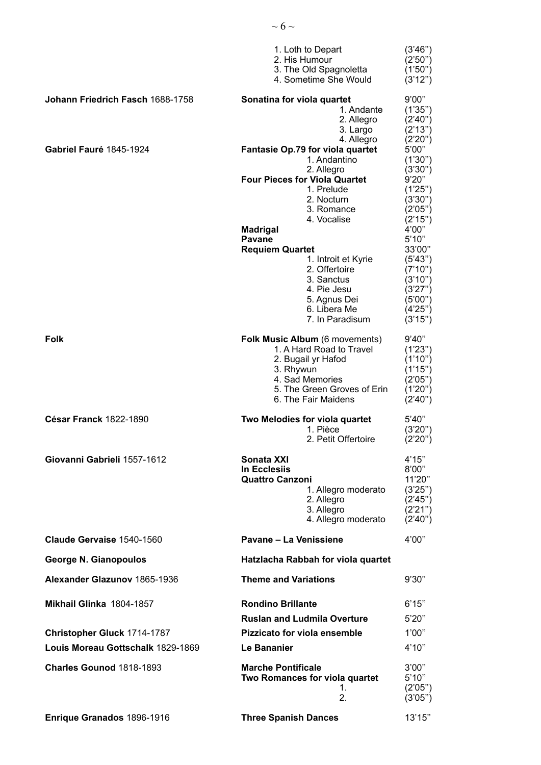| | | |
|---|---|---|
| | 1. Loth to Depart | (3'46'') |
| | 2. His Humour | (2'50'') |
| | 3. The Old Spagnoletta | (1'50'') |
| | 4. Sometime She Would | (3'12'') |
| **Johann Friedrich Fasch** 1688-1758 | **Sonatina for viola quartet** | 9'00'' |
| | 1. Andante | (1'35'') |
| | 2. Allegro | (2'40'') |
| | 3. Largo | (2'13'') |
| | 4. Allegro | (2'20'') |
| **Gabriel Fauré** 1845-1924 | **Fantasie Op.79 for viola quartet** | 5'00'' |
| | 1. Andantino | (1'30'') |
| | 2. Allegro | (3'30'') |
| | **Four Pieces for Viola Quartet** | 9'20'' |
| | 1. Prelude | (1'25'') |
| | 2. Nocturn | (3'30'') |
| | 3. Romance | (2'05'') |
| | 4. Vocalise | (2'15'') |
| | **Madrigal** | 4'00'' |
| | **Pavane** | 5'10'' |
| | **Requiem Quartet** | 33'00'' |
| | 1. Introit et Kyrie | (5'43'') |
| | 2. Offertoire | (7'10'') |
| | 3. Sanctus | (3'10'') |
| | 4. Pie Jesu | (3'27'') |
| | 5. Agnus Dei | (5'00'') |
| | 6. Libera Me | (4'25'') |
| | 7. In Paradisum | (3'15'') |
| **Folk** | **Folk Music Album** (6 movements) | 9'40'' |
| | 1. A Hard Road to Travel | (1'23'') |
| | 2. Bugail yr Hafod | (1'10'') |
| | 3. Rhywun | (1'15'') |
| | 4. Sad Memories | (2'05'') |
| | 5. The Green Groves of Erin | (1'20'') |
| | 6. The Fair Maidens | (2'40'') |
| **César Franck** 1822-1890 | **Two Melodies for viola quartet** | 5'40'' |
| | 1. Pièce | (3'20'') |
| | 2. Petit Offertoire | (2'20'') |
| **Giovanni Gabrieli** 1557-1612 | **Sonata XXI** | 4'15'' |
| | **In Ecclesiis** | 8'00'' |
| | **Quattro Canzoni** | 11'20'' |
| | 1. Allegro moderato | (3'25'') |
| | 2. Allegro | (2'45'') |
| | 3. Allegro | (2'21'') |
| | 4. Allegro moderato | (2'40'') |
| **Claude Gervaise** 1540-1560 | **Pavane – La Venissiene** | 4'00'' |
| **George N. Gianopoulos** | **Hatzlacha Rabbah for viola quartet** | |
| **Alexander Glazunov** 1865-1936 | **Theme and Variations** | 9'30'' |
| **Mikhail Glinka** 1804-1857 | **Rondino Brillante** | 6'15'' |
| | **Ruslan and Ludmila Overture** | 5'20'' |
| **Christopher Gluck** 1714-1787 | **Pizzicato for viola ensemble** | 1'00'' |
| **Louis Moreau Gottschalk** 1829-1869 | **Le Bananier** | 4'10'' |
| **Charles Gounod** 1818-1893 | **Marche Pontificale** | 3'00'' |
| | **Two Romances for viola quartet** | 5'10'' |
| | 1. | (2'05'') |
| | 2. | (3'05'') |
| **Enrique Granados** 1896-1916 | **Three Spanish Dances** | 13'15'' |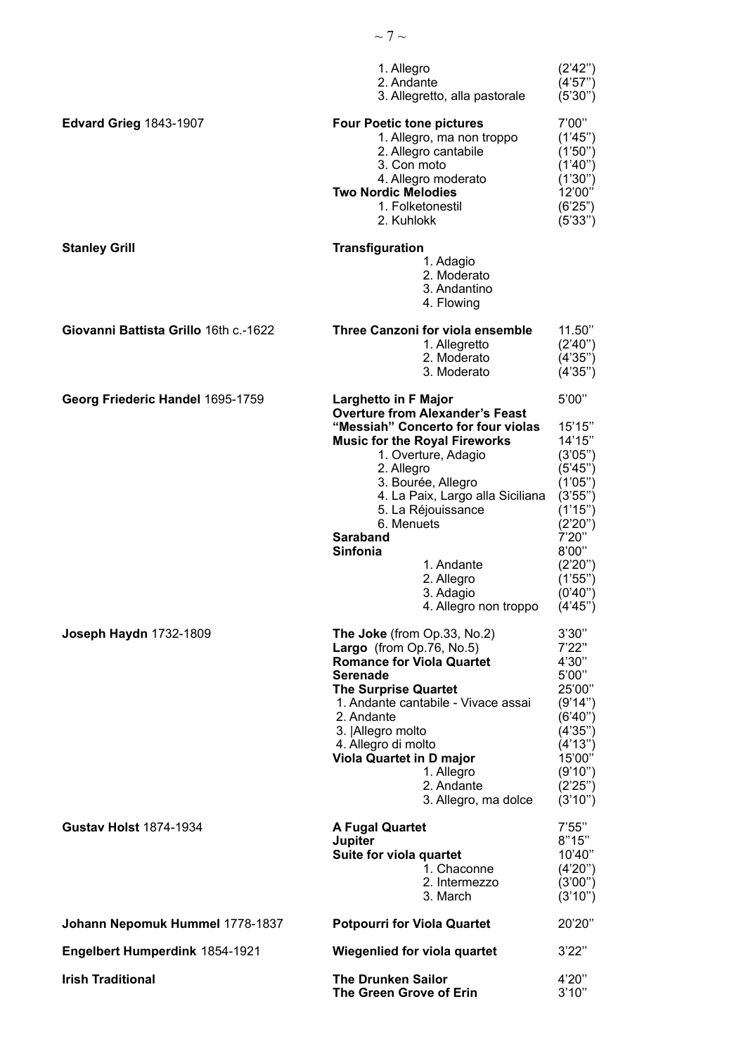| Composer | Work | Duration |
|---|---|---|
| | 1. Allegro | (2'42'') |
| | 2. Andante | (4'57'') |
| | 3. Allegretto, alla pastorale | (5'30'') |
| **Edvard Grieg** 1843-1907 | **Four Poetic tone pictures** | 7'00'' |
| | 1. Allegro, ma non troppo | (1'45'') |
| | 2. Allegro cantabile | (1'50'') |
| | 3. Con moto | (1'40'') |
| | 4. Allegro moderato | (1'30'') |
| | **Two Nordic Melodies** | 12'00'' |
| | 1. Folketonestil | (6'25'') |
| | 2. Kuhlokk | (5'33'') |
| **Stanley Grill** | **Transfiguration** | |
| | 1. Adagio | |
| | 2. Moderato | |
| | 3. Andantino | |
| | 4. Flowing | |
| **Giovanni Battista Grillo** 16th c.-1622 | **Three Canzoni for viola ensemble** | 11.50'' |
| | 1. Allegretto | (2'40'') |
| | 2. Moderato | (4'35'') |
| | 3. Moderato | (4'35'') |
| **Georg Friederic Handel** 1695-1759 | **Larghetto in F Major** | 5'00'' |
| | **Overture from Alexander's Feast** | |
| | **"Messiah" Concerto for four violas** | 15'15'' |
| | **Music for the Royal Fireworks** | 14'15'' |
| | 1. Overture, Adagio | (3'05'') |
| | 2. Allegro | (5'45'') |
| | 3. Bourée, Allegro | (1'05'') |
| | 4. La Paix, Largo alla Siciliana | (3'55'') |
| | 5. La Réjouissance | (1'15'') |
| | 6. Menuets | (2'20'') |
| | **Saraband** | 7'20'' |
| | **Sinfonia** | 8'00'' |
| | 1. Andante | (2'20'') |
| | 2. Allegro | (1'55'') |
| | 3. Adagio | (0'40'') |
| | 4. Allegro non troppo | (4'45'') |
| **Joseph Haydn** 1732-1809 | **The Joke** (from Op.33, No.2) | 3'30'' |
| | **Largo** (from Op.76, No.5) | 7'22'' |
| | **Romance for Viola Quartet** | 4'30'' |
| | **Serenade** | 5'00'' |
| | **The Surprise Quartet** | 25'00'' |
| | 1. Andante cantabile - Vivace assai | (9'14'') |
| | 2. Andante | (6'40'') |
| | 3. \|Allegro molto | (4'35'') |
| | 4. Allegro di molto | (4'13'') |
| | **Viola Quartet in D major** | 15'00'' |
| | 1. Allegro | (9'10'') |
| | 2. Andante | (2'25'') |
| | 3. Allegro, ma dolce | (3'10'') |
| **Gustav Holst** 1874-1934 | **A Fugal Quartet** | 7'55'' |
| | **Jupiter** | 8''15'' |
| | **Suite for viola quartet** | 10'40'' |
| | 1. Chaconne | (4'20'') |
| | 2. Intermezzo | (3'00'') |
| | 3. March | (3'10'') |
| **Johann Nepomuk Hummel** 1778-1837 | **Potpourri for Viola Quartet** | 20'20'' |
| **Engelbert Humperdink** 1854-1921 | **Wiegenlied for viola quartet** | 3'22'' |
| **Irish Traditional** | **The Drunken Sailor** | 4'20'' |
| | **The Green Grove of Erin** | 3'10'' |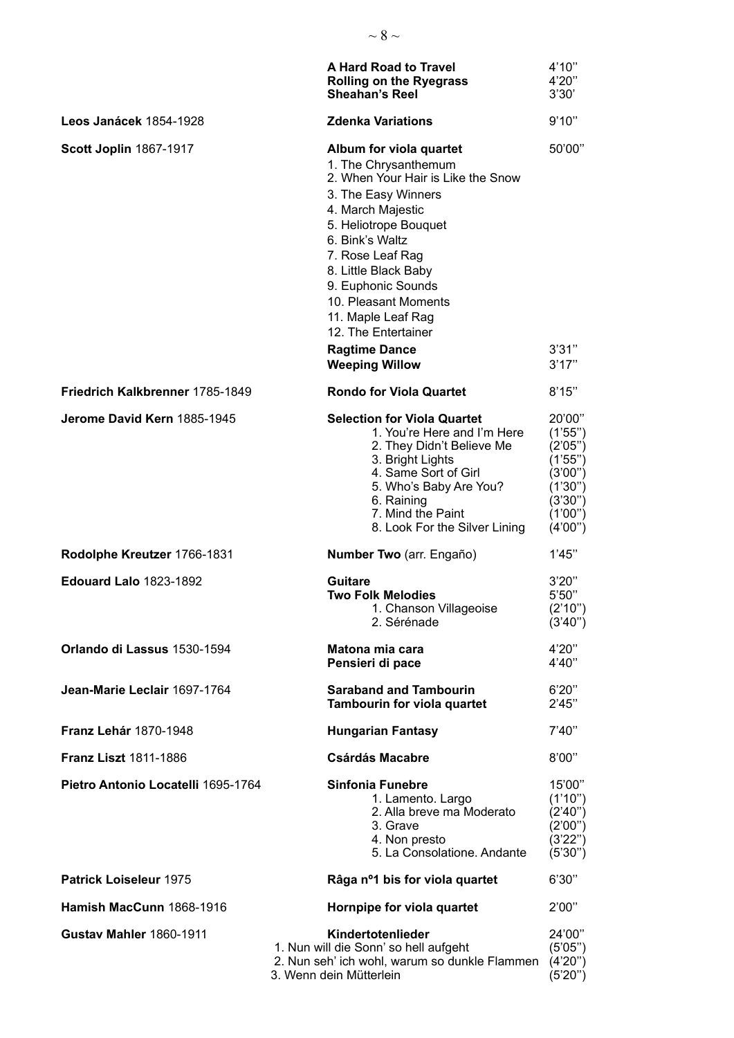| Composer | Work | Duration |
|---|---|---|
| | **A Hard Road to Travel** | 4'10'' |
| | **Rolling on the Ryegrass** | 4'20'' |
| | **Sheahan's Reel** | 3'30' |
| **Leos Janácek** 1854-1928 | **Zdenka Variations** | 9'10'' |
| **Scott Joplin** 1867-1917 | **Album for viola quartet** | 50'00'' |
| | 1. The Chrysanthemum | |
| | 2. When Your Hair is Like the Snow | |
| | 3. The Easy Winners | |
| | 4. March Majestic | |
| | 5. Heliotrope Bouquet | |
| | 6. Bink's Waltz | |
| | 7. Rose Leaf Rag | |
| | 8. Little Black Baby | |
| | 9. Euphonic Sounds | |
| | 10. Pleasant Moments | |
| | 11. Maple Leaf Rag | |
| | 12. The Entertainer | |
| | **Ragtime Dance** | 3'31'' |
| | **Weeping Willow** | 3'17'' |
| **Friedrich Kalkbrenner** 1785-1849 | **Rondo for Viola Quartet** | 8'15'' |
| **Jerome David Kern** 1885-1945 | **Selection for Viola Quartet** | 20'00'' |
| | 1. You're Here and I'm Here | (1'55'') |
| | 2. They Didn't Believe Me | (2'05'') |
| | 3. Bright Lights | (1'55'') |
| | 4. Same Sort of Girl | (3'00'') |
| | 5. Who's Baby Are You? | (1'30'') |
| | 6. Raining | (3'30'') |
| | 7. Mind the Paint | (1'00'') |
| | 8. Look For the Silver Lining | (4'00'') |
| **Rodolphe Kreutzer** 1766-1831 | **Number Two** (arr. Engaño) | 1'45'' |
| **Edouard Lalo** 1823-1892 | **Guitare** | 3'20'' |
| | **Two Folk Melodies** | 5'50'' |
| | 1. Chanson Villageoise | (2'10'') |
| | 2. Sérénade | (3'40'') |
| **Orlando di Lassus** 1530-1594 | **Matona mia cara** | 4'20'' |
| | **Pensieri di pace** | 4'40'' |
| **Jean-Marie Leclair** 1697-1764 | **Saraband and Tambourin** | 6'20'' |
| | **Tambourin for viola quartet** | 2'45'' |
| **Franz Lehár** 1870-1948 | **Hungarian Fantasy** | 7'40'' |
| **Franz Liszt** 1811-1886 | **Csárdás Macabre** | 8'00'' |
| **Pietro Antonio Locatelli** 1695-1764 | **Sinfonia Funebre** | 15'00'' |
| | 1. Lamento. Largo | (1'10'') |
| | 2. Alla breve ma Moderato | (2'40'') |
| | 3. Grave | (2'00'') |
| | 4. Non presto | (3'22'') |
| | 5. La Consolatione. Andante | (5'30'') |
| **Patrick Loiseleur** 1975 | **Râga nº1 bis for viola quartet** | 6'30'' |
| **Hamish MacCunn** 1868-1916 | **Hornpipe for viola quartet** | 2'00'' |
| **Gustav Mahler** 1860-1911 | **Kindertotenlieder** | 24'00'' |
| | 1. Nun will die Sonn' so hell aufgeht | (5'05'') |
| | 2. Nun seh' ich wohl, warum so dunkle Flammen | (4'20'') |
| | 3. Wenn dein Mütterlein | (5'20'') |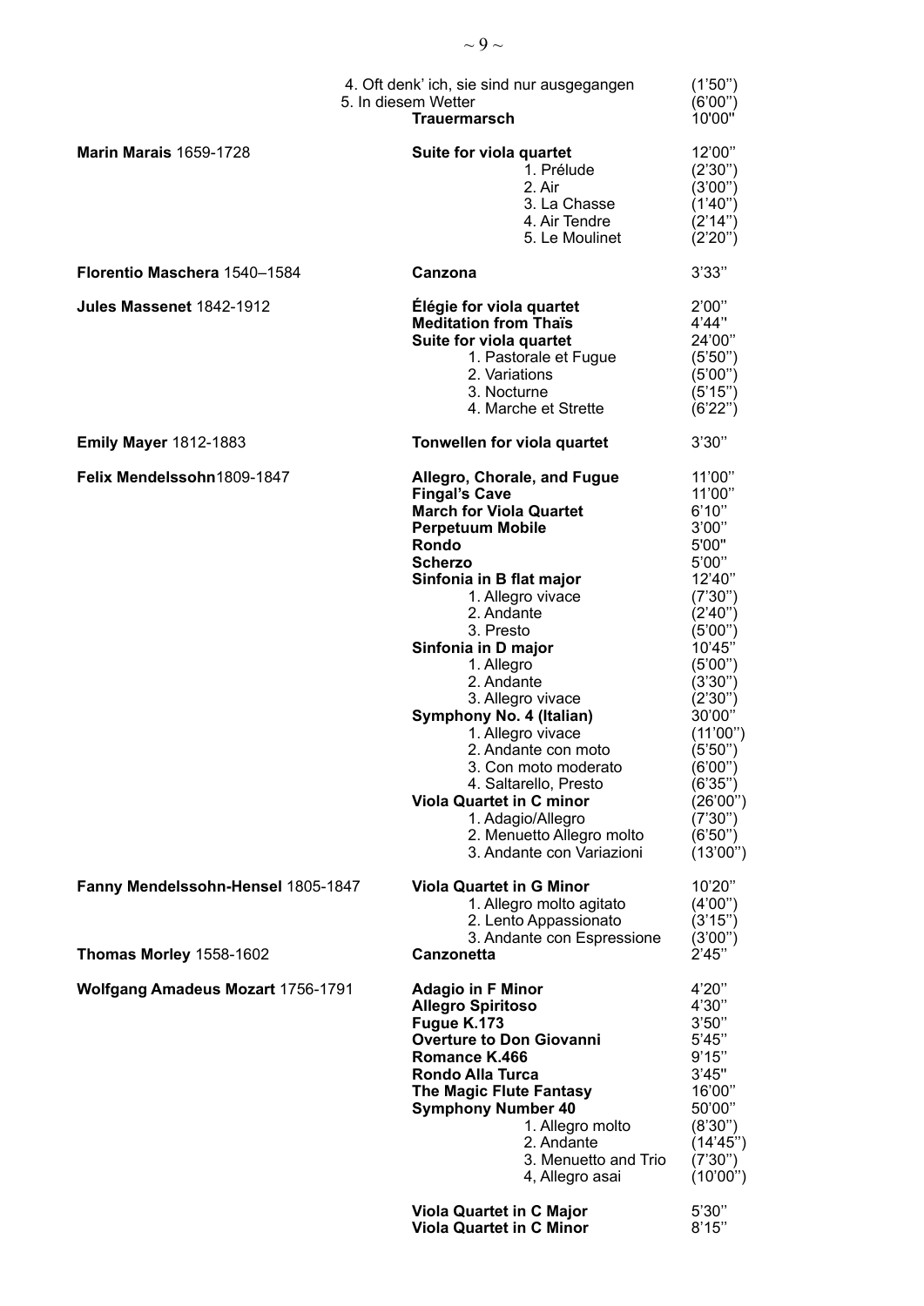| Composer | Work | Duration |
|---|---|---|
| | 4. Oft denk' ich, sie sind nur ausgegangen | (1'50'') |
| | 5. In diesem Wetter | (6'00'') |
| | **Trauermarsch** | 10'00'' |
| **Marin Marais** 1659-1728 | **Suite for viola quartet** | 12'00'' |
| | 1. Prélude | (2'30'') |
| | 2. Air | (3'00'') |
| | 3. La Chasse | (1'40'') |
| | 4. Air Tendre | (2'14'') |
| | 5. Le Moulinet | (2'20'') |
| **Florentio Maschera** 1540–1584 | **Canzona** | 3'33'' |
| **Jules Massenet** 1842-1912 | **Élégie for viola quartet** | 2'00'' |
| | **Meditation from Thaïs** | 4'44'' |
| | **Suite for viola quartet** | 24'00'' |
| | 1. Pastorale et Fugue | (5'50'') |
| | 2. Variations | (5'00'') |
| | 3. Nocturne | (5'15'') |
| | 4. Marche et Strette | (6'22'') |
| **Emily Mayer** 1812-1883 | **Tonwellen for viola quartet** | 3'30'' |
| **Felix Mendelssohn**1809-1847 | **Allegro, Chorale, and Fugue** | 11'00'' |
| | **Fingal's Cave** | 11'00'' |
| | **March for Viola Quartet** | 6'10'' |
| | **Perpetuum Mobile** | 3'00'' |
| | **Rondo** | 5'00'' |
| | **Scherzo** | 5'00'' |
| | **Sinfonia in B flat major** | 12'40'' |
| | 1. Allegro vivace | (7'30'') |
| | 2. Andante | (2'40'') |
| | 3. Presto | (5'00'') |
| | **Sinfonia in D major** | 10'45'' |
| | 1. Allegro | (5'00'') |
| | 2. Andante | (3'30'') |
| | 3. Allegro vivace | (2'30'') |
| | **Symphony No. 4 (Italian)** | 30'00'' |
| | 1. Allegro vivace | (11'00'') |
| | 2. Andante con moto | (5'50'') |
| | 3. Con moto moderato | (6'00'') |
| | 4. Saltarello, Presto | (6'35'') |
| | **Viola Quartet in C minor** | (26'00'') |
| | 1. Adagio/Allegro | (7'30'') |
| | 2. Menuetto Allegro molto | (6'50'') |
| | 3. Andante con Variazioni | (13'00'') |
| **Fanny Mendelssohn-Hensel** 1805-1847 | **Viola Quartet in G Minor** | 10'20'' |
| | 1. Allegro molto agitato | (4'00'') |
| | 2. Lento Appassionato | (3'15'') |
| | 3. Andante con Espressione | (3'00'') |
| **Thomas Morley** 1558-1602 | **Canzonetta** | 2'45'' |
| **Wolfgang Amadeus Mozart** 1756-1791 | **Adagio in F Minor** | 4'20'' |
| | **Allegro Spiritoso** | 4'30'' |
| | **Fugue K.173** | 3'50'' |
| | **Overture to Don Giovanni** | 5'45'' |
| | **Romance K.466** | 9'15'' |
| | **Rondo Alla Turca** | 3'45'' |
| | **The Magic Flute Fantasy** | 16'00'' |
| | **Symphony Number 40** | 50'00'' |
| | 1. Allegro molto | (8'30'') |
| | 2. Andante | (14'45'') |
| | 3. Menuetto and Trio | (7'30'') |
| | 4, Allegro asai | (10'00'') |
| | **Viola Quartet in C Major** | 5'30'' |
| | **Viola Quartet in C Minor** | 8'15'' |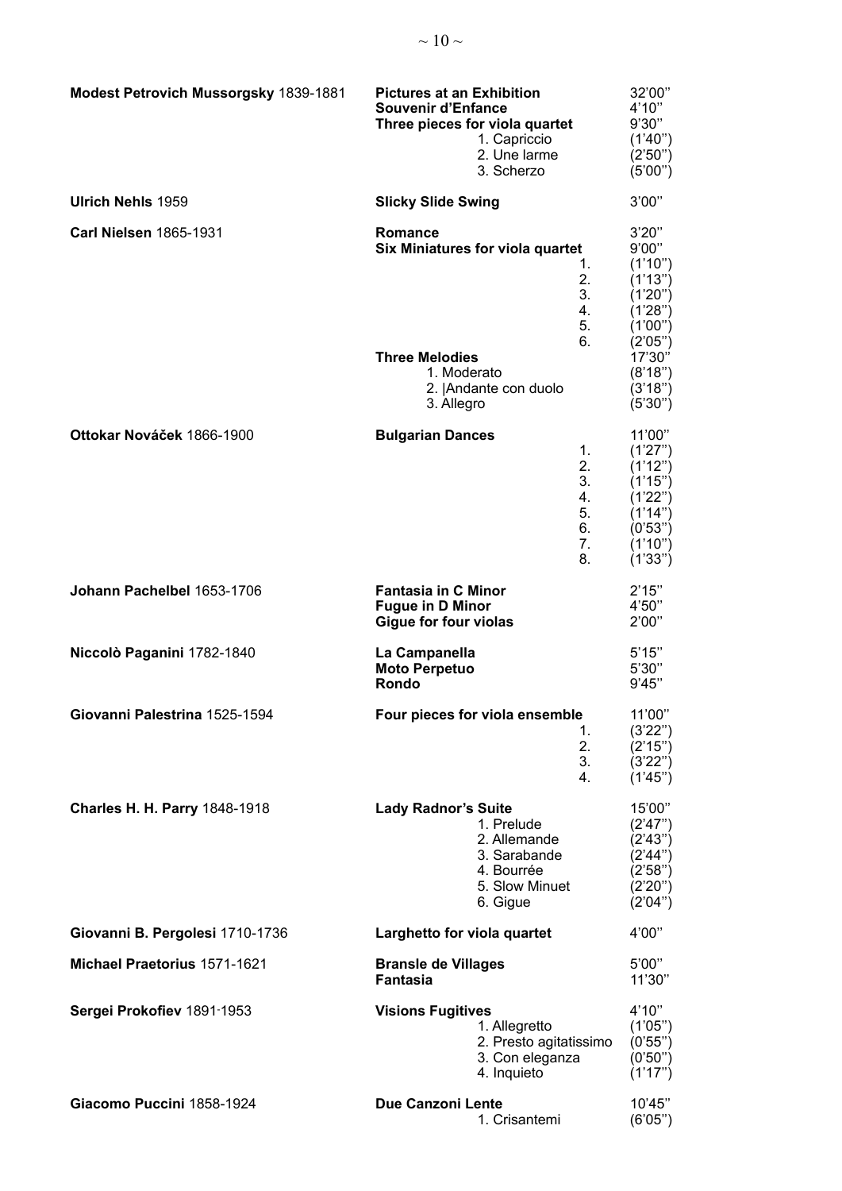| Composer | Work | Duration |
|---|---|---|
| **Modest Petrovich Mussorgsky** 1839-1881 | **Pictures at an Exhibition** | 32'00'' |
| | **Souvenir d'Enfance** | 4'10'' |
| | **Three pieces for viola quartet** | 9'30'' |
| | 1. Capriccio | (1'40'') |
| | 2. Une larme | (2'50'') |
| | 3. Scherzo | (5'00'') |
| **Ulrich Nehls** 1959 | **Slicky Slide Swing** | 3'00'' |
| **Carl Nielsen** 1865-1931 | **Romance** | 3'20'' |
| | **Six Miniatures for viola quartet** | 9'00'' |
| | 1. | (1'10'') |
| | 2. | (1'13'') |
| | 3. | (1'20'') |
| | 4. | (1'28'') |
| | 5. | (1'00'') |
| | 6. | (2'05'') |
| | **Three Melodies** | 17'30'' |
| | 1. Moderato | (8'18'') |
| | 2. \|Andante con duolo | (3'18'') |
| | 3. Allegro | (5'30'') |
| **Ottokar Nováček** 1866-1900 | **Bulgarian Dances** | 11'00'' |
| | 1. | (1'27'') |
| | 2. | (1'12'') |
| | 3. | (1'15'') |
| | 4. | (1'22'') |
| | 5. | (1'14'') |
| | 6. | (0'53'') |
| | 7. | (1'10'') |
| | 8. | (1'33'') |
| **Johann Pachelbel** 1653-1706 | **Fantasia in C Minor** | 2'15'' |
| | **Fugue in D Minor** | 4'50'' |
| | **Gigue for four violas** | 2'00'' |
| **Niccolò Paganini** 1782-1840 | **La Campanella** | 5'15'' |
| | **Moto Perpetuo** | 5'30'' |
| | **Rondo** | 9'45'' |
| **Giovanni Palestrina** 1525-1594 | **Four pieces for viola ensemble** | 11'00'' |
| | 1. | (3'22'') |
| | 2. | (2'15'') |
| | 3. | (3'22'') |
| | 4. | (1'45'') |
| **Charles H. H. Parry** 1848-1918 | **Lady Radnor's Suite** | 15'00'' |
| | 1. Prelude | (2'47'') |
| | 2. Allemande | (2'43'') |
| | 3. Sarabande | (2'44'') |
| | 4. Bourrée | (2'58'') |
| | 5. Slow Minuet | (2'20'') |
| | 6. Gigue | (2'04'') |
| **Giovanni B. Pergolesi** 1710-1736 | **Larghetto for viola quartet** | 4'00'' |
| **Michael Praetorius** 1571-1621 | **Bransle de Villages** | 5'00'' |
| | **Fantasia** | 11'30'' |
| **Sergei Prokofiev** 1891-1953 | **Visions Fugitives** | 4'10'' |
| | 1. Allegretto | (1'05'') |
| | 2. Presto agitatissimo | (0'55'') |
| | 3. Con eleganza | (0'50'') |
| | 4. Inquieto | (1'17'') |
| **Giacomo Puccini** 1858-1924 | **Due Canzoni Lente** | 10'45'' |
| | 1. Crisantemi | (6'05'') |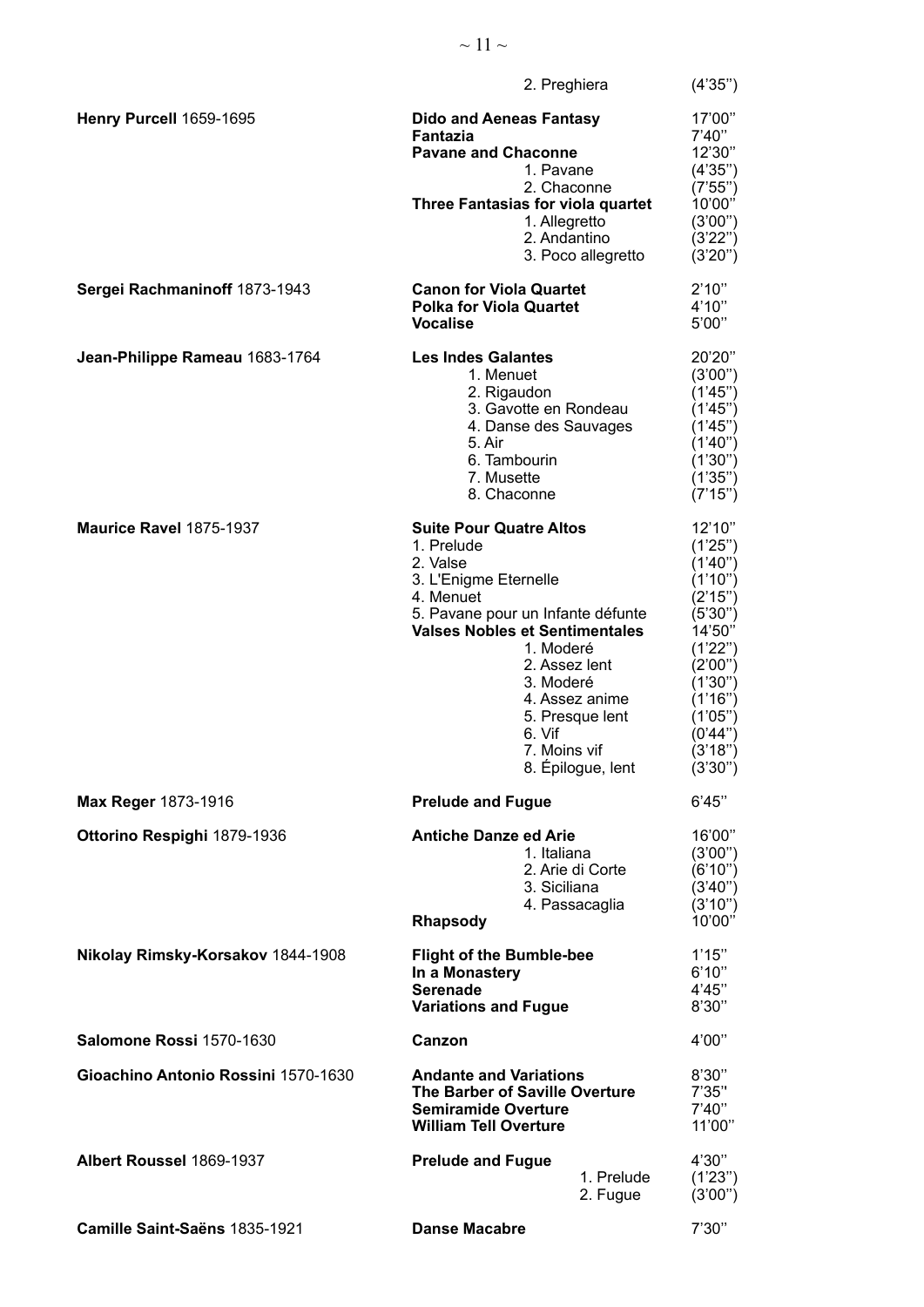| Composer | Work | Duration |
|---|---|---|
| | 2. Preghiera | (4'35'') |
| **Henry Purcell** 1659-1695 | **Dido and Aeneas Fantasy** | 17'00'' |
| | **Fantazia** | 7'40'' |
| | **Pavane and Chaconne** | 12'30'' |
| | 1. Pavane | (4'35'') |
| | 2. Chaconne | (7'55'') |
| | **Three Fantasias for viola quartet** | 10'00'' |
| | 1. Allegretto | (3'00'') |
| | 2. Andantino | (3'22'') |
| | 3. Poco allegretto | (3'20'') |
| **Sergei Rachmaninoff** 1873-1943 | **Canon for Viola Quartet** | 2'10'' |
| | **Polka for Viola Quartet** | 4'10'' |
| | **Vocalise** | 5'00'' |
| **Jean-Philippe Rameau** 1683-1764 | **Les Indes Galantes** | 20'20'' |
| | 1. Menuet | (3'00'') |
| | 2. Rigaudon | (1'45'') |
| | 3. Gavotte en Rondeau | (1'45'') |
| | 4. Danse des Sauvages | (1'45'') |
| | 5. Air | (1'40'') |
| | 6. Tambourin | (1'30'') |
| | 7. Musette | (1'35'') |
| | 8. Chaconne | (7'15'') |
| **Maurice Ravel** 1875-1937 | **Suite Pour Quatre Altos** | 12'10'' |
| | 1. Prelude | (1'25'') |
| | 2. Valse | (1'40'') |
| | 3. L'Enigme Eternelle | (1'10'') |
| | 4. Menuet | (2'15'') |
| | 5. Pavane pour un Infante défunte | (5'30'') |
| | **Valses Nobles et Sentimentales** | 14'50'' |
| | 1. Moderé | (1'22'') |
| | 2. Assez lent | (2'00'') |
| | 3. Moderé | (1'30'') |
| | 4. Assez anime | (1'16'') |
| | 5. Presque lent | (1'05'') |
| | 6. Vif | (0'44'') |
| | 7. Moins vif | (3'18'') |
| | 8. Épilogue, lent | (3'30'') |
| **Max Reger** 1873-1916 | **Prelude and Fugue** | 6'45'' |
| **Ottorino Respighi** 1879-1936 | **Antiche Danze ed Arie** | 16'00'' |
| | 1. Italiana | (3'00'') |
| | 2. Arie di Corte | (6'10'') |
| | 3. Siciliana | (3'40'') |
| | 4. Passacaglia | (3'10'') |
| | **Rhapsody** | 10'00'' |
| **Nikolay Rimsky-Korsakov** 1844-1908 | **Flight of the Bumble-bee** | 1'15'' |
| | **In a Monastery** | 6'10'' |
| | **Serenade** | 4'45'' |
| | **Variations and Fugue** | 8'30'' |
| **Salomone Rossi** 1570-1630 | **Canzon** | 4'00'' |
| **Gioachino Antonio Rossini** 1570-1630 | **Andante and Variations** | 8'30'' |
| | **The Barber of Saville Overture** | 7'35'' |
| | **Semiramide Overture** | 7'40'' |
| | **William Tell Overture** | 11'00'' |
| **Albert Roussel** 1869-1937 | **Prelude and Fugue** | 4'30'' |
| | 1. Prelude | (1'23'') |
| | 2. Fugue | (3'00'') |
| **Camille Saint-Saëns** 1835-1921 | **Danse Macabre** | 7'30'' |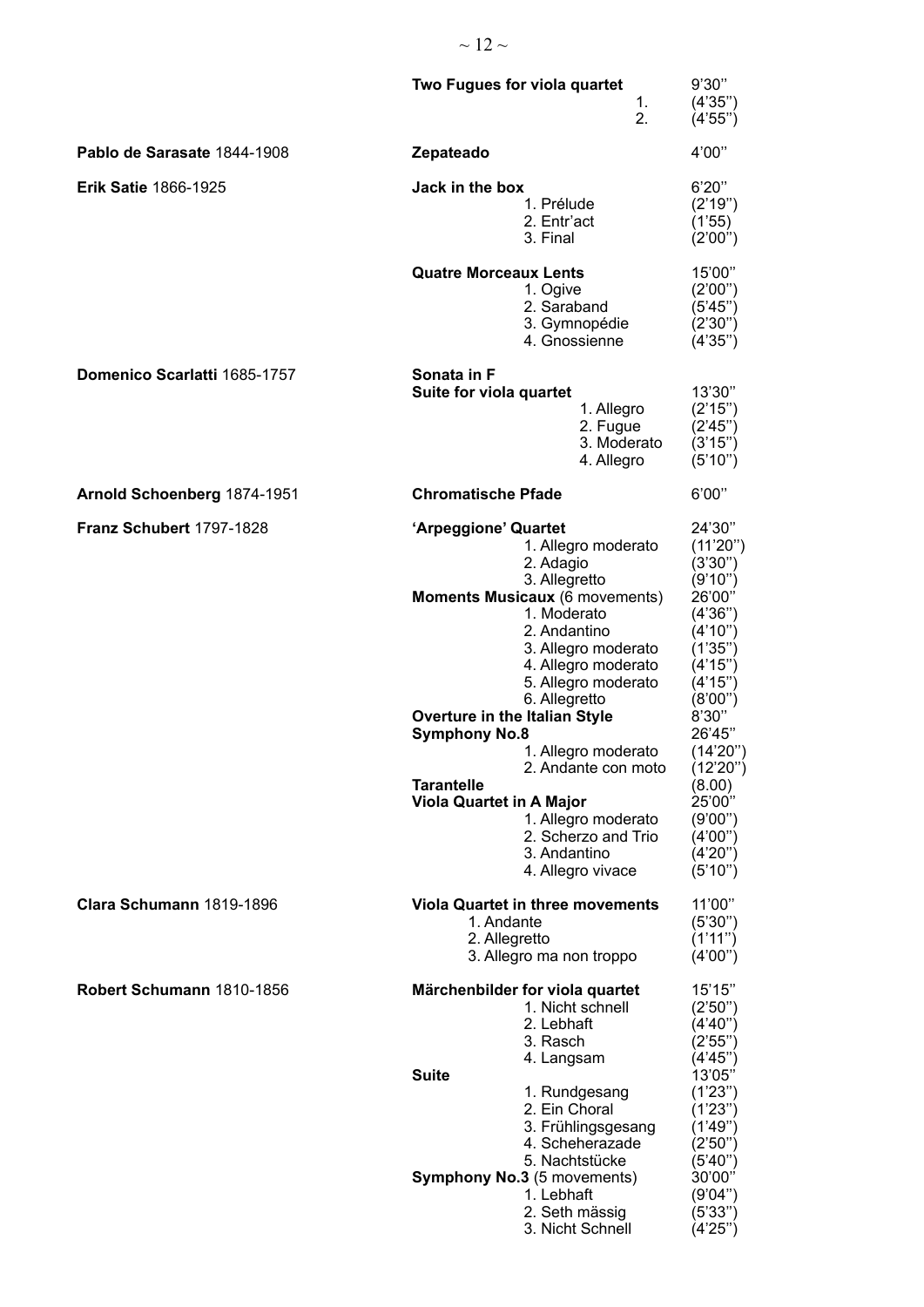| Composer | Work | Duration |
|---|---|---|
| | **Two Fugues for viola quartet** | 9'30'' |
| | 1. | (4'35'') |
| | 2. | (4'55'') |
| **Pablo de Sarasate** 1844-1908 | **Zepateado** | 4'00'' |
| **Erik Satie** 1866-1925 | **Jack in the box** | 6'20'' |
| | 1. Prélude | (2'19'') |
| | 2. Entr'act | (1'55) |
| | 3. Final | (2'00'') |
| | **Quatre Morceaux Lents** | 15'00'' |
| | 1. Ogive | (2'00'') |
| | 2. Saraband | (5'45'') |
| | 3. Gymnopédie | (2'30'') |
| | 4. Gnossienne | (4'35'') |
| **Domenico Scarlatti** 1685-1757 | **Sonata in F** | |
| | **Suite for viola quartet** | 13'30'' |
| | 1. Allegro | (2'15'') |
| | 2. Fugue | (2'45'') |
| | 3. Moderato | (3'15'') |
| | 4. Allegro | (5'10'') |
| **Arnold Schoenberg** 1874-1951 | **Chromatische Pfade** | 6'00'' |
| **Franz Schubert** 1797-1828 | **'Arpeggione' Quartet** | 24'30'' |
| | 1. Allegro moderato | (11'20'') |
| | 2. Adagio | (3'30'') |
| | 3. Allegretto | (9'10'') |
| | **Moments Musicaux** (6 movements) | 26'00'' |
| | 1. Moderato | (4'36'') |
| | 2. Andantino | (4'10'') |
| | 3. Allegro moderato | (1'35'') |
| | 4. Allegro moderato | (4'15'') |
| | 5. Allegro moderato | (4'15'') |
| | 6. Allegretto | (8'00'') |
| | **Overture in the Italian Style** | 8'30'' |
| | **Symphony No.8** | 26'45'' |
| | 1. Allegro moderato | (14'20'') |
| | 2. Andante con moto | (12'20'') |
| | **Tarantelle** | (8.00) |
| | **Viola Quartet in A Major** | 25'00'' |
| | 1. Allegro moderato | (9'00'') |
| | 2. Scherzo and Trio | (4'00'') |
| | 3. Andantino | (4'20'') |
| | 4. Allegro vivace | (5'10'') |
| **Clara Schumann** 1819-1896 | **Viola Quartet in three movements** | 11'00'' |
| | 1. Andante | (5'30'') |
| | 2. Allegretto | (1'11'') |
| | 3. Allegro ma non troppo | (4'00'') |
| **Robert Schumann** 1810-1856 | **Märchenbilder for viola quartet** | 15'15'' |
| | 1. Nicht schnell | (2'50'') |
| | 2. Lebhaft | (4'40'') |
| | 3. Rasch | (2'55'') |
| | 4. Langsam | (4'45'') |
| | **Suite** | 13'05'' |
| | 1. Rundgesang | (1'23'') |
| | 2. Ein Choral | (1'23'') |
| | 3. Frühlingsgesang | (1'49'') |
| | 4. Scheherazade | (2'50'') |
| | 5. Nachtstücke | (5'40'') |
| | **Symphony No.3** (5 movements) | 30'00'' |
| | 1. Lebhaft | (9'04'') |
| | 2. Seth mässig | (5'33'') |
| | 3. Nicht Schnell | (4'25'') |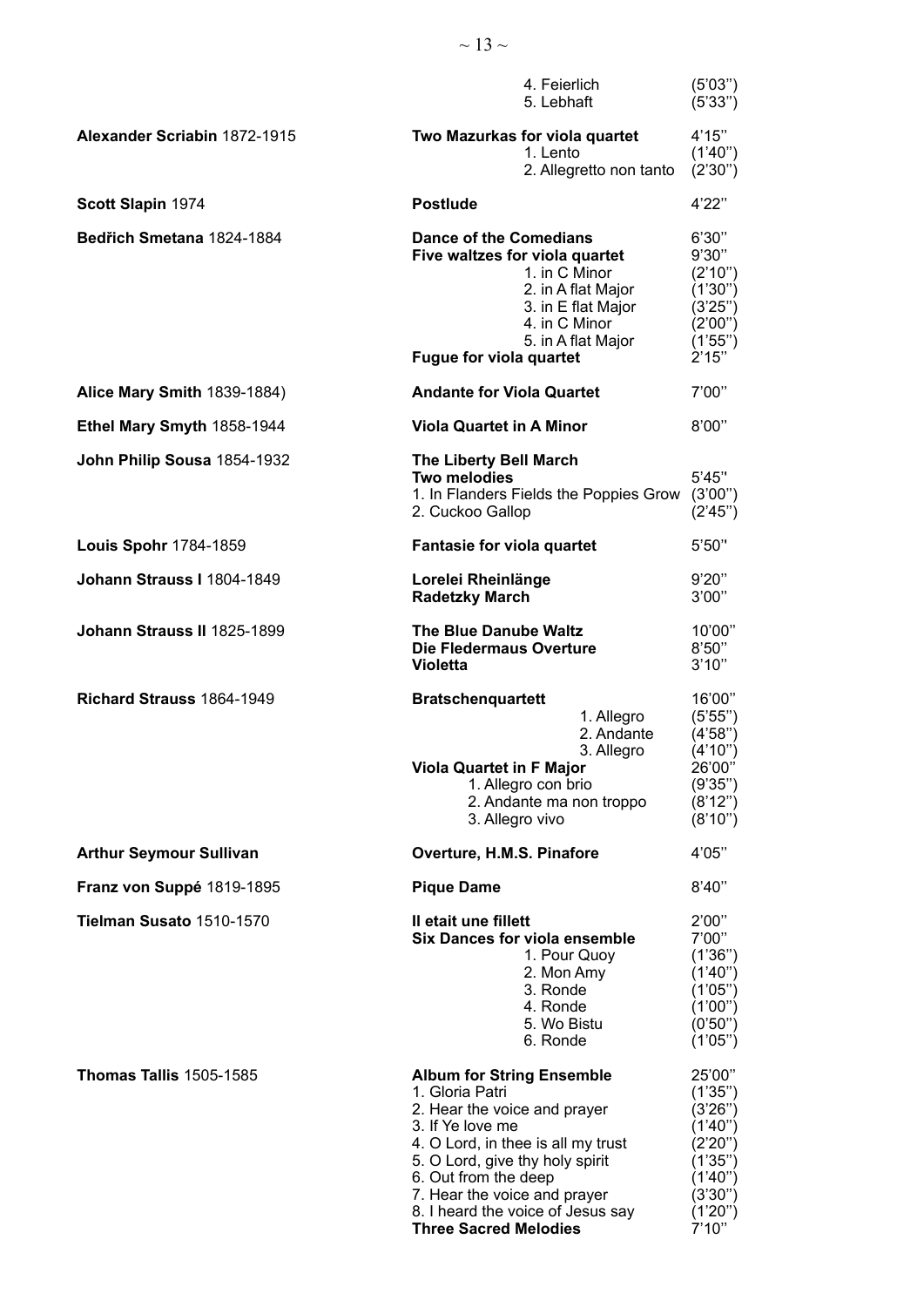| | | |
|---|---|---|
| | 4. Feierlich | (5'03'') |
| | 5. Lebhaft | (5'33'') |
| **Alexander Scriabin** 1872-1915 | **Two Mazurkas for viola quartet** | 4'15'' |
| | 1. Lento | (1'40'') |
| | 2. Allegretto non tanto | (2'30'') |
| **Scott Slapin** 1974 | **Postlude** | 4'22'' |
| **Bedřich Smetana** 1824-1884 | **Dance of the Comedians** | 6'30'' |
| | **Five waltzes for viola quartet** | 9'30'' |
| | 1. in C Minor | (2'10'') |
| | 2. in A flat Major | (1'30'') |
| | 3. in E flat Major | (3'25'') |
| | 4. in C Minor | (2'00'') |
| | 5. in A flat Major | (1'55'') |
| | **Fugue for viola quartet** | 2'15'' |
| **Alice Mary Smith** 1839-1884) | **Andante for Viola Quartet** | 7'00'' |
| **Ethel Mary Smyth** 1858-1944 | **Viola Quartet in A Minor** | 8'00'' |
| **John Philip Sousa** 1854-1932 | **The Liberty Bell March** | |
| | **Two melodies** | 5'45'' |
| | 1. In Flanders Fields the Poppies Grow | (3'00'') |
| | 2. Cuckoo Gallop | (2'45'') |
| **Louis Spohr** 1784-1859 | **Fantasie for viola quartet** | 5'50'' |
| **Johann Strauss I** 1804-1849 | **Lorelei Rheinlänge** | 9'20'' |
| | **Radetzky March** | 3'00'' |
| **Johann Strauss II** 1825-1899 | **The Blue Danube Waltz** | 10'00'' |
| | **Die Fledermaus Overture** | 8'50'' |
| | **Violetta** | 3'10'' |
| **Richard Strauss** 1864-1949 | **Bratschenquartett** | 16'00'' |
| | 1. Allegro | (5'55'') |
| | 2. Andante | (4'58'') |
| | 3. Allegro | (4'10'') |
| | **Viola Quartet in F Major** | 26'00'' |
| | 1. Allegro con brio | (9'35'') |
| | 2. Andante ma non troppo | (8'12'') |
| | 3. Allegro vivo | (8'10'') |
| **Arthur Seymour Sullivan** | **Overture, H.M.S. Pinafore** | 4'05'' |
| **Franz von Suppé** 1819-1895 | **Pique Dame** | 8'40'' |
| **Tielman Susato** 1510-1570 | **Il etait une fillett** | 2'00'' |
| | **Six Dances for viola ensemble** | 7'00'' |
| | 1. Pour Quoy | (1'36'') |
| | 2. Mon Amy | (1'40'') |
| | 3. Ronde | (1'05'') |
| | 4. Ronde | (1'00'') |
| | 5. Wo Bistu | (0'50'') |
| | 6. Ronde | (1'05'') |
| **Thomas Tallis** 1505-1585 | **Album for String Ensemble** | 25'00'' |
| | 1. Gloria Patri | (1'35'') |
| | 2. Hear the voice and prayer | (3'26'') |
| | 3. If Ye love me | (1'40'') |
| | 4. O Lord, in thee is all my trust | (2'20'') |
| | 5. O Lord, give thy holy spirit | (1'35'') |
| | 6. Out from the deep | (1'40'') |
| | 7. Hear the voice and prayer | (3'30'') |
| | 8. I heard the voice of Jesus say | (1'20'') |
| | **Three Sacred Melodies** | 7'10'' |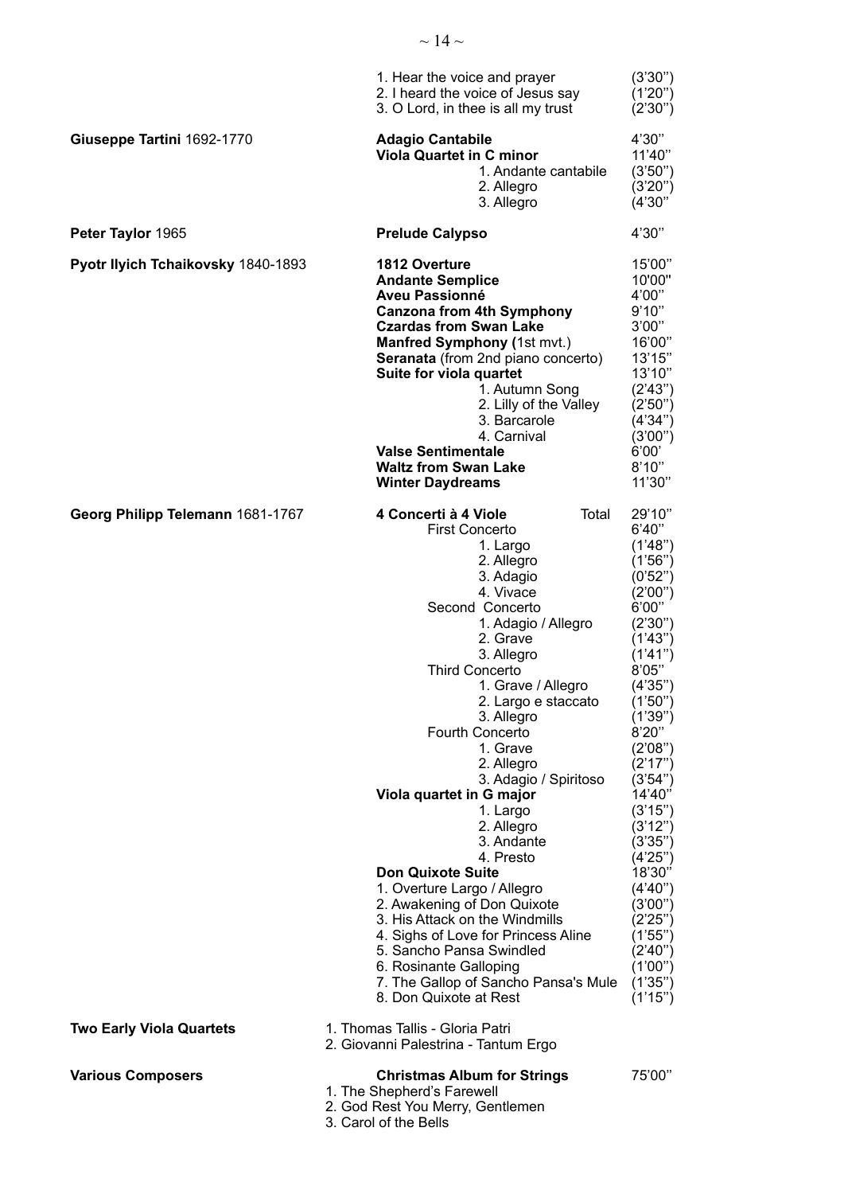| Composer | Work | Duration |
| --- | --- | --- |
| | 1. Hear the voice and prayer | (3'30'') |
| | 2. I heard the voice of Jesus say | (1'20'') |
| | 3. O Lord, in thee is all my trust | (2'30'') |
| **Giuseppe Tartini** 1692-1770 | **Adagio Cantabile** | 4'30'' |
| | **Viola Quartet in C minor** | 11'40'' |
| | 1. Andante cantabile | (3'50'') |
| | 2. Allegro | (3'20'') |
| | 3. Allegro | (4'30'' |
| **Peter Taylor** 1965 | **Prelude Calypso** | 4'30'' |
| **Pyotr Ilyich Tchaikovsky** 1840-1893 | **1812 Overture** | 15'00'' |
| | **Andante Semplice** | 10'00" |
| | **Aveu Passionné** | 4'00'' |
| | **Canzona from 4th Symphony** | 9'10'' |
| | **Czardas from Swan Lake** | 3'00'' |
| | **Manfred Symphony (**1st mvt.) | 16'00'' |
| | **Seranata** (from 2nd piano concerto) | 13'15'' |
| | **Suite for viola quartet** | 13'10'' |
| | 1. Autumn Song | (2'43'') |
| | 2. Lilly of the Valley | (2'50'') |
| | 3. Barcarole | (4'34'') |
| | 4. Carnival | (3'00'') |
| | **Valse Sentimentale** | 6'00' |
| | **Waltz from Swan Lake** | 8'10'' |
| | **Winter Daydreams** | 11'30'' |
| **Georg Philipp Telemann** 1681-1767 | **4 Concerti à 4 Viole** Total | 29'10'' |
| | First Concerto | 6'40'' |
| | 1. Largo | (1'48'') |
| | 2. Allegro | (1'56'') |
| | 3. Adagio | (0'52'') |
| | 4. Vivace | (2'00'') |
| | Second Concerto | 6'00'' |
| | 1. Adagio / Allegro | (2'30'') |
| | 2. Grave | (1'43'') |
| | 3. Allegro | (1'41'') |
| | Third Concerto | 8'05'' |
| | 1. Grave / Allegro | (4'35'') |
| | 2. Largo e staccato | (1'50'') |
| | 3. Allegro | (1'39'') |
| | Fourth Concerto | 8'20'' |
| | 1. Grave | (2'08'') |
| | 2. Allegro | (2'17'') |
| | 3. Adagio / Spiritoso | (3'54'') |
| | **Viola quartet in G major** | 14'40'' |
| | 1. Largo | (3'15'') |
| | 2. Allegro | (3'12'') |
| | 3. Andante | (3'35'') |
| | 4. Presto | (4'25'') |
| | **Don Quixote Suite** | 18'30'' |
| | 1. Overture Largo / Allegro | (4'40'') |
| | 2. Awakening of Don Quixote | (3'00'') |
| | 3. His Attack on the Windmills | (2'25'') |
| | 4. Sighs of Love for Princess Aline | (1'55'') |
| | 5. Sancho Pansa Swindled | (2'40'') |
| | 6. Rosinante Galloping | (1'00'') |
| | 7. The Gallop of Sancho Pansa's Mule | (1'35'') |
| | 8. Don Quixote at Rest | (1'15'') |
| **Two Early Viola Quartets** | 1. Thomas Tallis - Gloria Patri | |
| | 2. Giovanni Palestrina - Tantum Ergo | |
| **Various Composers** | **Christmas Album for Strings** | 75'00'' |
| | 1. The Shepherd's Farewell | |
| | 2. God Rest You Merry, Gentlemen | |
| | 3. Carol of the Bells | |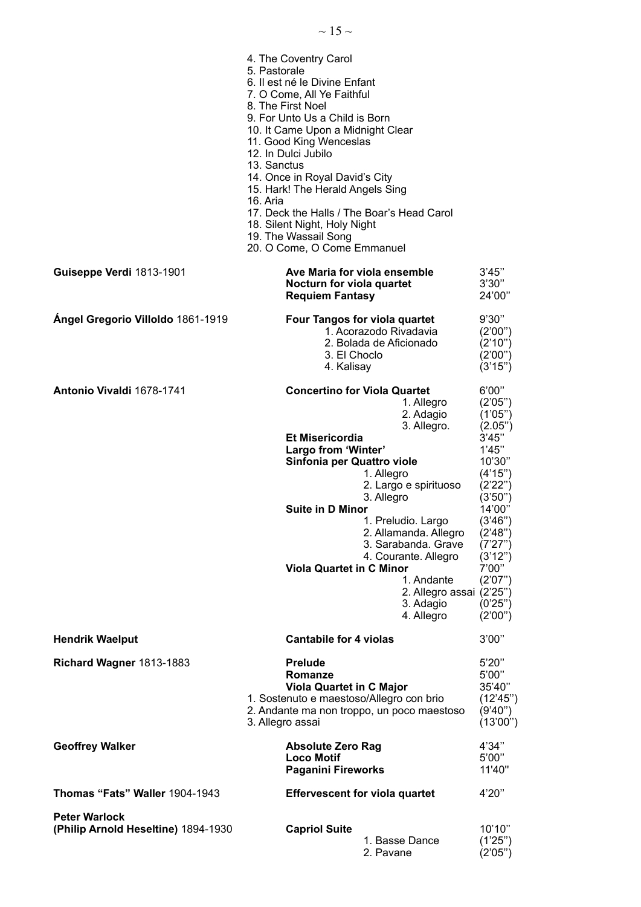4. The Coventry Carol
5. Pastorale
6. Il est né le Divine Enfant
7. O Come, All Ye Faithful
8. The First Noel
9. For Unto Us a Child is Born
10. It Came Upon a Midnight Clear
11. Good King Wenceslas
12. In Dulci Jubilo
13. Sanctus
14. Once in Royal David's City
15. Hark! The Herald Angels Sing
16. Aria
17. Deck the Halls / The Boar's Head Carol
18. Silent Night, Holy Night
19. The Wassail Song
20. O Come, O Come Emmanuel

| Composer | Work | Duration |
|---|---|---|
| **Guiseppe Verdi** 1813-1901 | **Ave Maria for viola ensemble** | 3'45'' |
| | **Nocturn for viola quartet** | 3'30'' |
| | **Requiem Fantasy** | 24'00'' |
| **Ángel Gregorio Villoldo** 1861-1919 | **Four Tangos for viola quartet** | 9'30'' |
| | 1. Acorazodo Rivadavia | (2'00'') |
| | 2. Bolada de Aficionado | (2'10'') |
| | 3. El Choclo | (2'00'') |
| | 4. Kalisay | (3'15'') |
| **Antonio Vivaldi** 1678-1741 | **Concertino for Viola Quartet** | 6'00'' |
| | 1. Allegro | (2'05'') |
| | 2. Adagio | (1'05'') |
| | 3. Allegro. | (2.05'') |
| | **Et Misericordia** | 3'45'' |
| | **Largo from 'Winter'** | 1'45'' |
| | **Sinfonia per Quattro viole** | 10'30'' |
| | 1. Allegro | (4'15'') |
| | 2. Largo e spirituoso | (2'22'') |
| | 3. Allegro | (3'50'') |
| | **Suite in D Minor** | 14'00'' |
| | 1. Preludio. Largo | (3'46'') |
| | 2. Allamanda. Allegro | (2'48'') |
| | 3. Sarabanda. Grave | (7'27'') |
| | 4. Courante. Allegro | (3'12'') |
| | **Viola Quartet in C Minor** | 7'00'' |
| | 1. Andante | (2'07'') |
| | 2. Allegro assai | (2'25'') |
| | 3. Adagio | (0'25'') |
| | 4. Allegro | (2'00'') |
| **Hendrik Waelput** | **Cantabile for 4 violas** | 3'00'' |
| **Richard Wagner** 1813-1883 | **Prelude** | 5'20'' |
| | **Romanze** | 5'00'' |
| | **Viola Quartet in C Major** | 35'40'' |
| | 1. Sostenuto e maestoso/Allegro con brio | (12'45'') |
| | 2. Andante ma non troppo, un poco maestoso | (9'40'') |
| | 3. Allegro assai | (13'00'') |
| **Geoffrey Walker** | **Absolute Zero Rag** | 4'34'' |
| | **Loco Motif** | 5'00'' |
| | **Paganini Fireworks** | 11'40" |
| **Thomas "Fats" Waller** 1904-1943 | **Effervescent for viola quartet** | 4'20'' |
| **Peter Warlock (Philip Arnold Heseltine)** 1894-1930 | **Capriol Suite** | 10'10'' |
| | 1. Basse Dance | (1'25'') |
| | 2. Pavane | (2'05'') |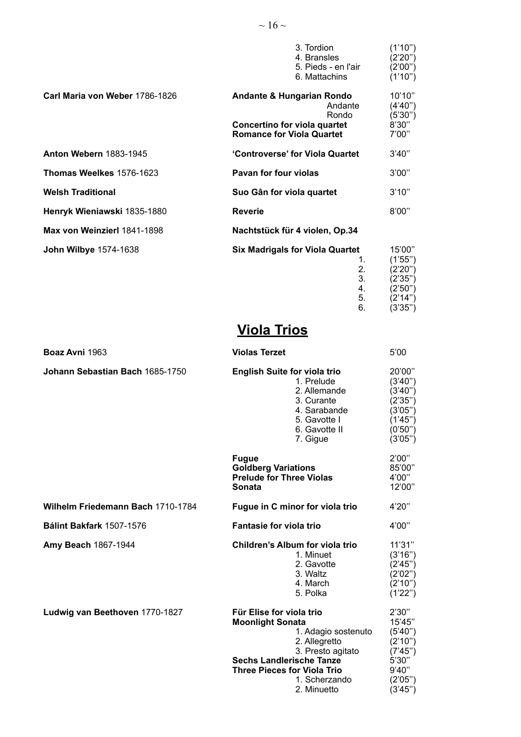| | | |
|---|---|---|
| | 3. Tordion | (1'10") |
| | 4. Bransles | (2'20") |
| | 5. Pieds - en l'air | (2'00") |
| | 6. Mattachins | (1'10") |
| **Carl Maria von Weber** 1786-1826 | **Andante & Hungarian Rondo** | 10'10" |
| | Andante | (4'40") |
| | Rondo | (5'30") |
| | **Concertino for viola quartet** | 8'30" |
| | **Romance for Viola Quartet** | 7'00" |
| **Anton Webern** 1883-1945 | **'Controverse' for Viola Quartet** | 3'40" |
| **Thomas Weelkes** 1576-1623 | **Pavan for four violas** | 3'00" |
| **Welsh Traditional** | **Suo Gân for viola quartet** | 3'10" |
| **Henryk Wieniawski** 1835-1880 | **Reverie** | 8'00" |
| **Max von Weinzierl** 1841-1898 | **Nachtstück für 4 violen, Op.34** | |
| **John Wilbye** 1574-1638 | **Six Madrigals for Viola Quartet** | 15'00" |
| | 1. | (1'55") |
| | 2. | (2'20") |
| | 3. | (2'35") |
| | 4. | (2'50") |
| | 5. | (2'14") |
| | 6. | (3'35") |

## Viola Trios

| | | |
|---|---|---|
| **Boaz Avni** 1963 | **Violas Terzet** | 5'00 |
| **Johann Sebastian Bach** 1685-1750 | **English Suite for viola trio** | 20'00" |
| | 1. Prelude | (3'40") |
| | 2. Allemande | (3'40") |
| | 3. Curante | (2'35") |
| | 4. Sarabande | (3'05") |
| | 5. Gavotte I | (1'45") |
| | 6. Gavotte II | (0'50") |
| | 7. Gigue | (3'05") |
| | **Fugue** | 2'00" |
| | **Goldberg Variations** | 85'00" |
| | **Prelude for Three Violas** | 4'00" |
| | **Sonata** | 12'00" |
| **Wilhelm Friedemann Bach** 1710-1784 | **Fugue in C minor for viola trio** | 4'20" |
| **Bálint Bakfark** 1507-1576 | **Fantasie for viola trio** | 4'00" |
| **Amy Beach** 1867-1944 | **Children's Album for viola trio** | 11'31" |
| | 1. Minuet | (3'16") |
| | 2. Gavotte | (2'45") |
| | 3. Waltz | (2'02") |
| | 4. March | (2'10") |
| | 5. Polka | (1'22") |
| **Ludwig van Beethoven** 1770-1827 | **Für Elise for viola trio** | 2'30" |
| | **Moonlight Sonata** | 15'45" |
| | 1. Adagio sostenuto | (5'40") |
| | 2. Allegretto | (2'10") |
| | 3. Presto agitato | (7'45") |
| | **Sechs Landlerische Tanze** | 5'30" |
| | **Three Pieces for Viola Trio** | 9'40" |
| | 1. Scherzando | (2'05") |
| | 2. Minuetto | (3'45") |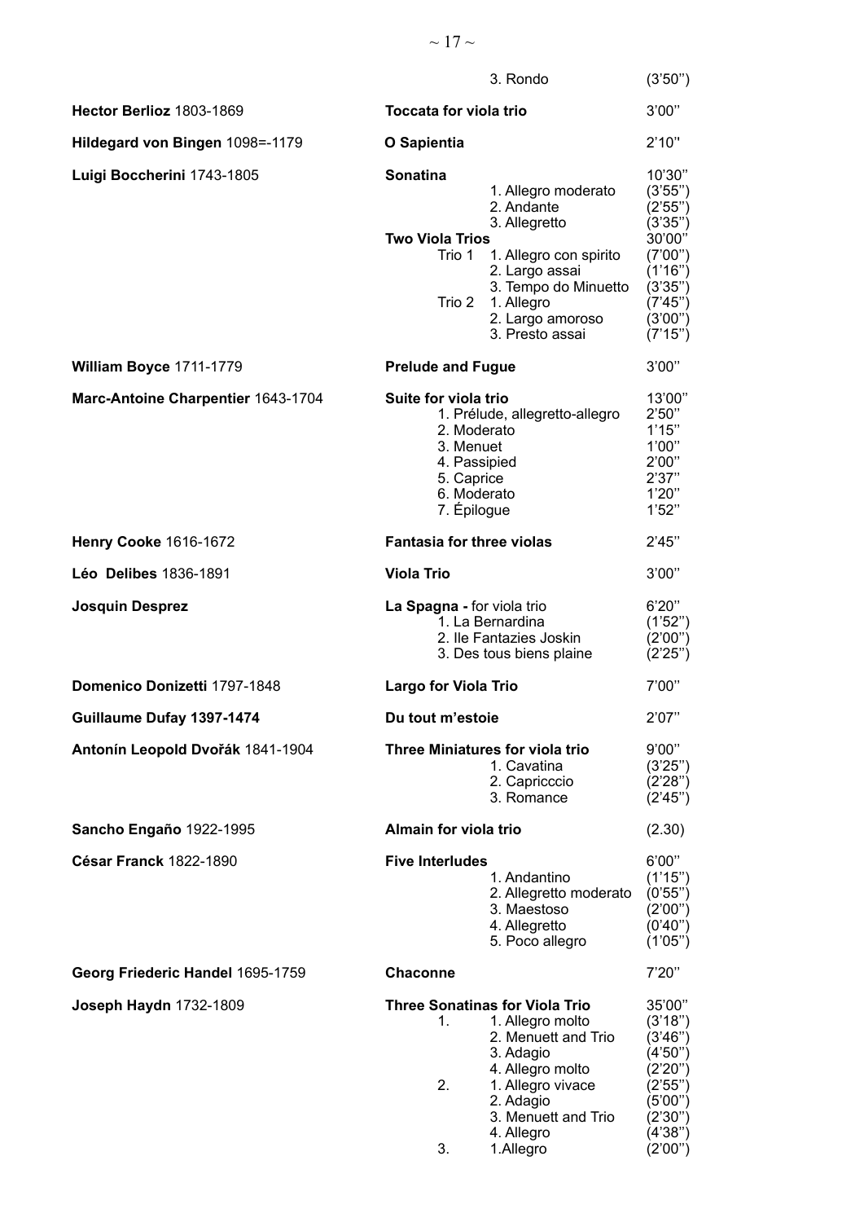| Composer | Work | Duration |
|---|---|---|
| | 3. Rondo | (3'50'') |
| **Hector Berlioz** 1803-1869 | **Toccata for viola trio** | 3'00'' |
| **Hildegard von Bingen** 1098=-1179 | **O Sapientia** | 2'10'' |
| **Luigi Boccherini** 1743-1805 | **Sonatina** | 10'30'' |
| | 1. Allegro moderato | (3'55'') |
| | 2. Andante | (2'55'') |
| | 3. Allegretto | (3'35'') |
| | **Two Viola Trios** | 30'00'' |
| | Trio 1 1. Allegro con spirito | (7'00'') |
| | 2. Largo assai | (1'16'') |
| | 3. Tempo do Minuetto | (3'35'') |
| | Trio 2 1. Allegro | (7'45'') |
| | 2. Largo amoroso | (3'00'') |
| | 3. Presto assai | (7'15'') |
| **William Boyce** 1711-1779 | **Prelude and Fugue** | 3'00'' |
| **Marc-Antoine Charpentier** 1643-1704 | **Suite for viola trio** | 13'00'' |
| | 1. Prélude, allegretto-allegro | 2'50'' |
| | 2. Moderato | 1'15'' |
| | 3. Menuet | 1'00'' |
| | 4. Passipied | 2'00'' |
| | 5. Caprice | 2'37'' |
| | 6. Moderato | 1'20'' |
| | 7. Épilogue | 1'52'' |
| **Henry Cooke** 1616-1672 | **Fantasia for three violas** | 2'45'' |
| **Léo Delibes** 1836-1891 | **Viola Trio** | 3'00'' |
| **Josquin Desprez** | **La Spagna -** for viola trio | 6'20'' |
| | 1. La Bernardina | (1'52'') |
| | 2. Ile Fantazies Joskin | (2'00'') |
| | 3. Des tous biens plaine | (2'25'') |
| **Domenico Donizetti** 1797-1848 | **Largo for Viola Trio** | 7'00'' |
| **Guillaume Dufay 1397-1474** | **Du tout m'estoie** | 2'07'' |
| **Antonín Leopold Dvořák** 1841-1904 | **Three Miniatures for viola trio** | 9'00'' |
| | 1. Cavatina | (3'25'') |
| | 2. Capricccio | (2'28'') |
| | 3. Romance | (2'45'') |
| **Sancho Engaño** 1922-1995 | **Almain for viola trio** | (2.30) |
| **César Franck** 1822-1890 | **Five Interludes** | 6'00'' |
| | 1. Andantino | (1'15'') |
| | 2. Allegretto moderato | (0'55'') |
| | 3. Maestoso | (2'00'') |
| | 4. Allegretto | (0'40'') |
| | 5. Poco allegro | (1'05'') |
| **Georg Friederic Handel** 1695-1759 | **Chaconne** | 7'20'' |
| **Joseph Haydn** 1732-1809 | **Three Sonatinas for Viola Trio** | 35'00'' |
| | 1. 1. Allegro molto | (3'18'') |
| | 2. Menuett and Trio | (3'46'') |
| | 3. Adagio | (4'50'') |
| | 4. Allegro molto | (2'20'') |
| | 2. 1. Allegro vivace | (2'55'') |
| | 2. Adagio | (5'00'') |
| | 3. Menuett and Trio | (2'30'') |
| | 4. Allegro | (4'38'') |
| | 3. 1.Allegro | (2'00'') |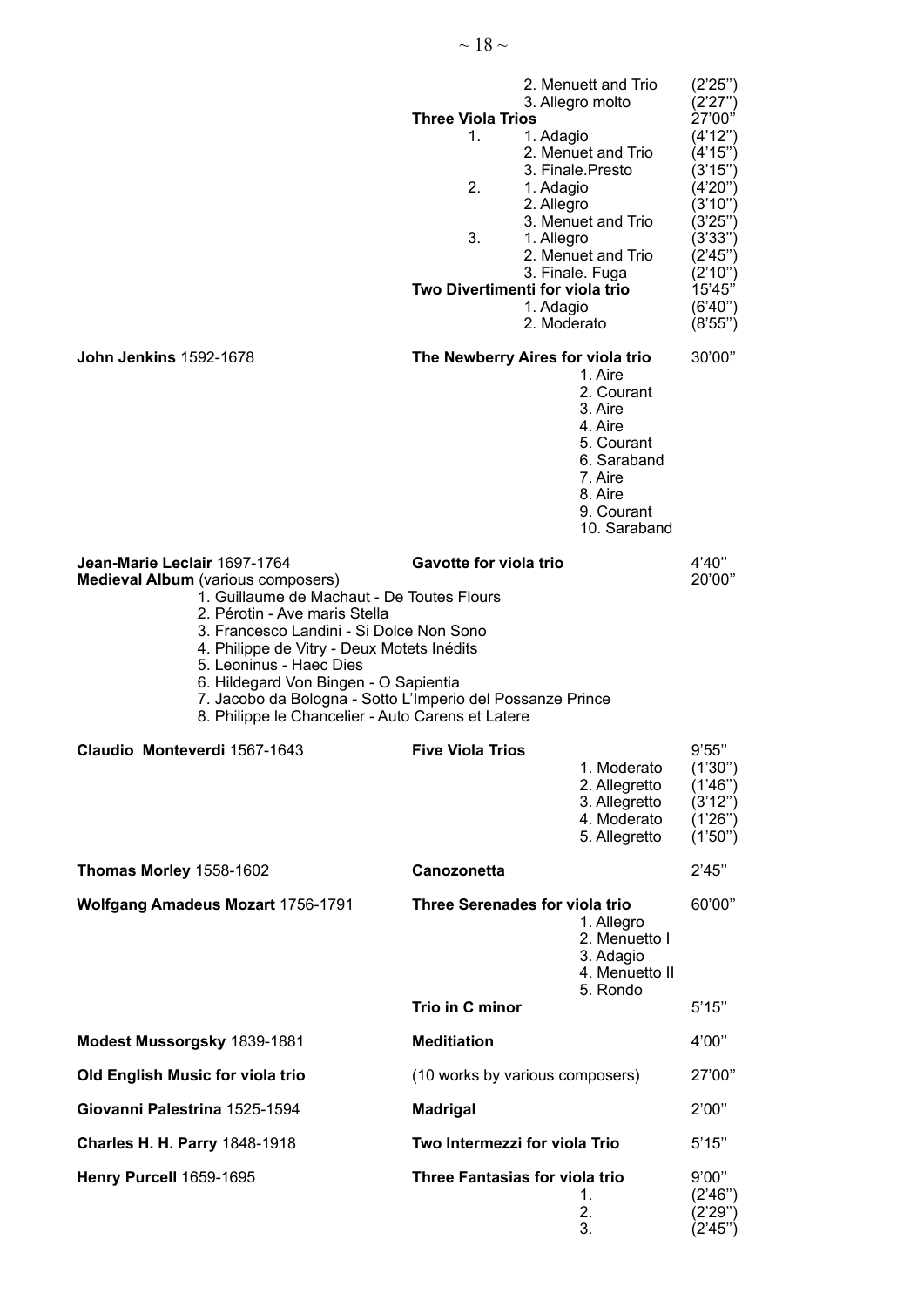| Composer | Work | | Movement | Duration |
|---|---|---|---|---|
| | | | 2. Menuett and Trio | (2'25'') |
| | | | 3. Allegro molto | (2'27'') |
| | **Three Viola Trios** | | | 27'00'' |
| | | 1. | 1. Adagio | (4'12'') |
| | | | 2. Menuet and Trio | (4'15'') |
| | | | 3. Finale.Presto | (3'15'') |
| | | 2. | 1. Adagio | (4'20'') |
| | | | 2. Allegro | (3'10'') |
| | | | 3. Menuet and Trio | (3'25'') |
| | | 3. | 1. Allegro | (3'33'') |
| | | | 2. Menuet and Trio | (2'45'') |
| | | | 3. Finale. Fuga | (2'10'') |
| | **Two Divertimenti for viola trio** | | | 15'45'' |
| | | | 1. Adagio | (6'40'') |
| | | | 2. Moderato | (8'55'') |
| **John Jenkins** 1592-1678 | **The Newberry Aires for viola trio** | | | 30'00'' |
| | | | 1. Aire | |
| | | | 2. Courant | |
| | | | 3. Aire | |
| | | | 4. Aire | |
| | | | 5. Courant | |
| | | | 6. Saraband | |
| | | | 7. Aire | |
| | | | 8. Aire | |
| | | | 9. Courant | |
| | | | 10. Saraband | |
| **Jean-Marie Leclair** 1697-1764 | **Gavotte for viola trio** | | | 4'40'' |
| **Medieval Album** (various composers) | | | | 20'00'' |

1. Guillaume de Machaut - De Toutes Flours
2. Pérotin - Ave maris Stella
3. Francesco Landini - Si Dolce Non Sono
4. Philippe de Vitry - Deux Motets Inédits
5. Leoninus - Haec Dies
6. Hildegard Von Bingen - O Sapientia
7. Jacobo da Bologna - Sotto L'Imperio del Possanze Prince
8. Philippe le Chancelier - Auto Carens et Latere

| Composer | Work | Movement | Duration |
|---|---|---|---|
| **Claudio Monteverdi** 1567-1643 | **Five Viola Trios** | | 9'55'' |
| | | 1. Moderato | (1'30'') |
| | | 2. Allegretto | (1'46'') |
| | | 3. Allegretto | (3'12'') |
| | | 4. Moderato | (1'26'') |
| | | 5. Allegretto | (1'50'') |
| **Thomas Morley** 1558-1602 | **Canozonetta** | | 2'45'' |
| **Wolfgang Amadeus Mozart** 1756-1791 | **Three Serenades for viola trio** | | 60'00'' |
| | | 1. Allegro | |
| | | 2. Menuetto I | |
| | | 3. Adagio | |
| | | 4. Menuetto II | |
| | | 5. Rondo | |
| | **Trio in C minor** | | 5'15'' |
| **Modest Mussorgsky** 1839-1881 | **Meditiation** | | 4'00'' |
| **Old English Music for viola trio** | (10 works by various composers) | | 27'00'' |
| **Giovanni Palestrina** 1525-1594 | **Madrigal** | | 2'00'' |
| **Charles H. H. Parry** 1848-1918 | **Two Intermezzi for viola Trio** | | 5'15'' |
| **Henry Purcell** 1659-1695 | **Three Fantasias for viola trio** | | 9'00'' |
| | | 1. | (2'46'') |
| | | 2. | (2'29'') |
| | | 3. | (2'45'') |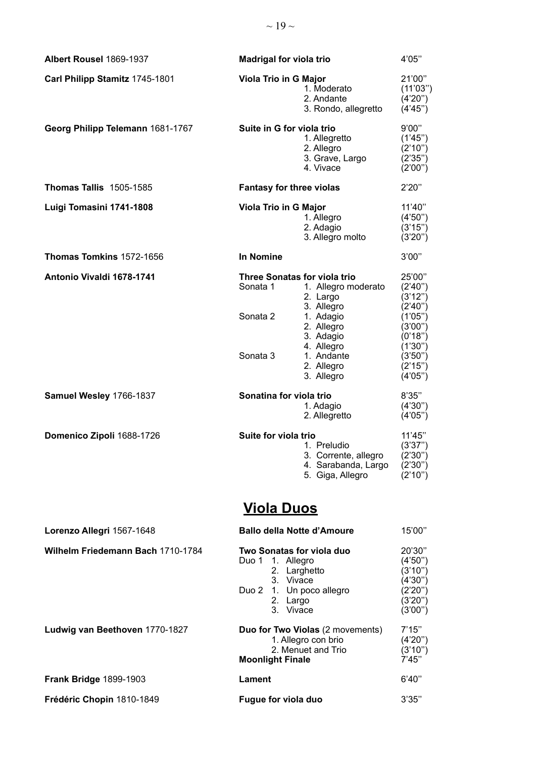| | | |
|---|---|---|
| **Albert Rousel** 1869-1937 | **Madrigal for viola trio** | 4'05'' |
| **Carl Philipp Stamitz** 1745-1801 | **Viola Trio in G Major** | 21'00'' |
| | 1. Moderato | (11'03'') |
| | 2. Andante | (4'20'') |
| | 3. Rondo, allegretto | (4'45'') |
| **Georg Philipp Telemann** 1681-1767 | **Suite in G for viola trio** | 9'00'' |
| | 1. Allegretto | (1'45'') |
| | 2. Allegro | (2'10'') |
| | 3. Grave, Largo | (2'35'') |
| | 4. Vivace | (2'00'') |
| **Thomas Tallis** 1505-1585 | **Fantasy for three violas** | 2'20'' |
| **Luigi Tomasini 1741-1808** | **Viola Trio in G Major** | 11'40'' |
| | 1. Allegro | (4'50'') |
| | 2. Adagio | (3'15'') |
| | 3. Allegro molto | (3'20'') |
| **Thomas Tomkins** 1572-1656 | **In Nomine** | 3'00'' |
| **Antonio Vivaldi 1678-1741** | **Three Sonatas for viola trio** | 25'00'' |
| | Sonata 1 — 1. Allegro moderato | (2'40'') |
| | 2. Largo | (3'12'') |
| | 3. Allegro | (2'40'') |
| | Sonata 2 — 1. Adagio | (1'05'') |
| | 2. Allegro | (3'00'') |
| | 3. Adagio | (0'18'') |
| | 4. Allegro | (1'30'') |
| | Sonata 3 — 1. Andante | (3'50'') |
| | 2. Allegro | (2'15'') |
| | 3. Allegro | (4'05'') |
| **Samuel Wesley** 1766-1837 | **Sonatina for viola trio** | 8'35'' |
| | 1. Adagio | (4'30'') |
| | 2. Allegretto | (4'05'') |
| **Domenico Zipoli** 1688-1726 | **Suite for viola trio** | 11'45'' |
| | 1. Preludio | (3'37'') |
| | 3. Corrente, allegro | (2'30'') |
| | 4. Sarabanda, Largo | (2'30'') |
| | 5. Giga, Allegro | (2'10'') |

## Viola Duos

| | | |
|---|---|---|
| **Lorenzo Allegri** 1567-1648 | **Ballo della Notte d'Amoure** | 15'00'' |
| **Wilhelm Friedemann Bach** 1710-1784 | **Two Sonatas for viola duo** | 20'30'' |
| | Duo 1 — 1. Allegro | (4'50'') |
| | 2. Larghetto | (3'10'') |
| | 3. Vivace | (4'30'') |
| | Duo 2 — 1. Un poco allegro | (2'20'') |
| | 2. Largo | (3'20'') |
| | 3. Vivace | (3'00'') |
| **Ludwig van Beethoven** 1770-1827 | **Duo for Two Violas** (2 movements) | 7'15'' |
| | 1. Allegro con brio | (4'20'') |
| | 2. Menuet and Trio | (3'10'') |
| | **Moonlight Finale** | 7'45'' |
| **Frank Bridge** 1899-1903 | **Lament** | 6'40'' |
| **Frédéric Chopin** 1810-1849 | **Fugue for viola duo** | 3'35'' |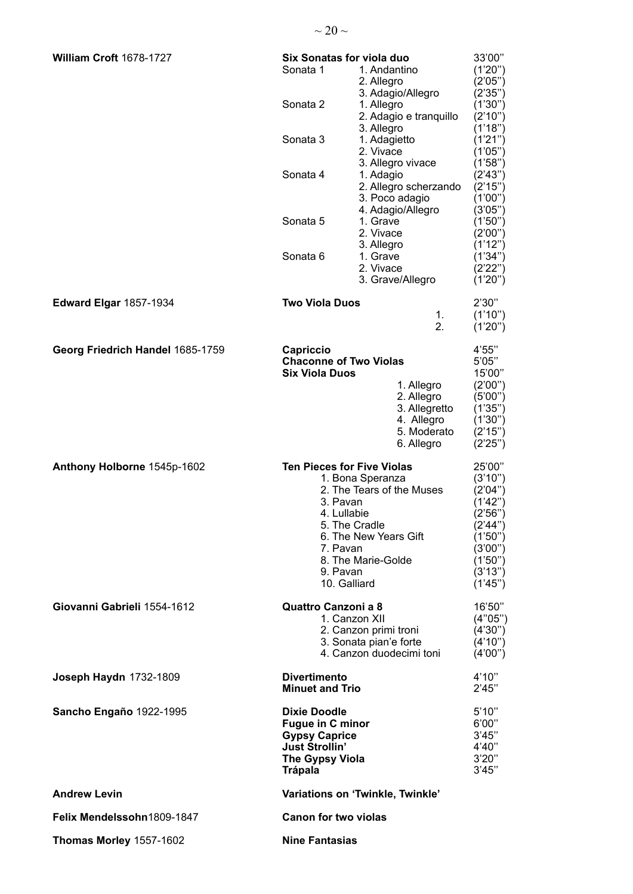| Composer | Work | | Duration |
|---|---|---|---|
| **William Croft** 1678-1727 | **Six Sonatas for viola duo** | | 33'00" |
| | Sonata 1 | 1. Andantino | (1'20") |
| | | 2. Allegro | (2'05") |
| | | 3. Adagio/Allegro | (2'35") |
| | Sonata 2 | 1. Allegro | (1'30") |
| | | 2. Adagio e tranquillo | (2'10") |
| | | 3. Allegro | (1'18") |
| | Sonata 3 | 1. Adagietto | (1'21") |
| | | 2. Vivace | (1'05") |
| | | 3. Allegro vivace | (1'58") |
| | Sonata 4 | 1. Adagio | (2'43") |
| | | 2. Allegro scherzando | (2'15") |
| | | 3. Poco adagio | (1'00") |
| | | 4. Adagio/Allegro | (3'05") |
| | Sonata 5 | 1. Grave | (1'50") |
| | | 2. Vivace | (2'00") |
| | | 3. Allegro | (1'12") |
| | Sonata 6 | 1. Grave | (1'34") |
| | | 2. Vivace | (2'22") |
| | | 3. Grave/Allegro | (1'20") |
| **Edward Elgar** 1857-1934 | **Two Viola Duos** | | 2'30" |
| | | 1. | (1'10") |
| | | 2. | (1'20") |
| **Georg Friedrich Handel** 1685-1759 | **Capriccio** | | 4'55" |
| | **Chaconne of Two Violas** | | 5'05" |
| | **Six Viola Duos** | | 15'00" |
| | | 1. Allegro | (2'00") |
| | | 2. Allegro | (5'00") |
| | | 3. Allegretto | (1'35") |
| | | 4. Allegro | (1'30") |
| | | 5. Moderato | (2'15") |
| | | 6. Allegro | (2'25") |
| **Anthony Holborne** 1545p-1602 | **Ten Pieces for Five Violas** | | 25'00" |
| | 1. Bona Speranza | | (3'10") |
| | 2. The Tears of the Muses | | (2'04") |
| | 3. Pavan | | (1'42") |
| | 4. Lullabie | | (2'56") |
| | 5. The Cradle | | (2'44") |
| | 6. The New Years Gift | | (1'50") |
| | 7. Pavan | | (3'00") |
| | 8. The Marie-Golde | | (1'50") |
| | 9. Pavan | | (3'13") |
| | 10. Galliard | | (1'45") |
| **Giovanni Gabrieli** 1554-1612 | **Quattro Canzoni a 8** | | 16'50" |
| | 1. Canzon XII | | (4"05") |
| | 2. Canzon primi troni | | (4'30") |
| | 3. Sonata pian'e forte | | (4'10") |
| | 4. Canzon duodecimi toni | | (4'00") |
| **Joseph Haydn** 1732-1809 | **Divertimento** | | 4'10" |
| | **Minuet and Trio** | | 2'45" |
| **Sancho Engaño** 1922-1995 | **Dixie Doodle** | | 5'10" |
| | **Fugue in C minor** | | 6'00" |
| | **Gypsy Caprice** | | 3'45" |
| | **Just Strollin'** | | 4'40" |
| | **The Gypsy Viola** | | 3'20" |
| | **Trápala** | | 3'45" |
| **Andrew Levin** | **Variations on 'Twinkle, Twinkle'** | | |
| **Felix Mendelssohn**1809-1847 | **Canon for two violas** | | |
| **Thomas Morley** 1557-1602 | **Nine Fantasias** | | |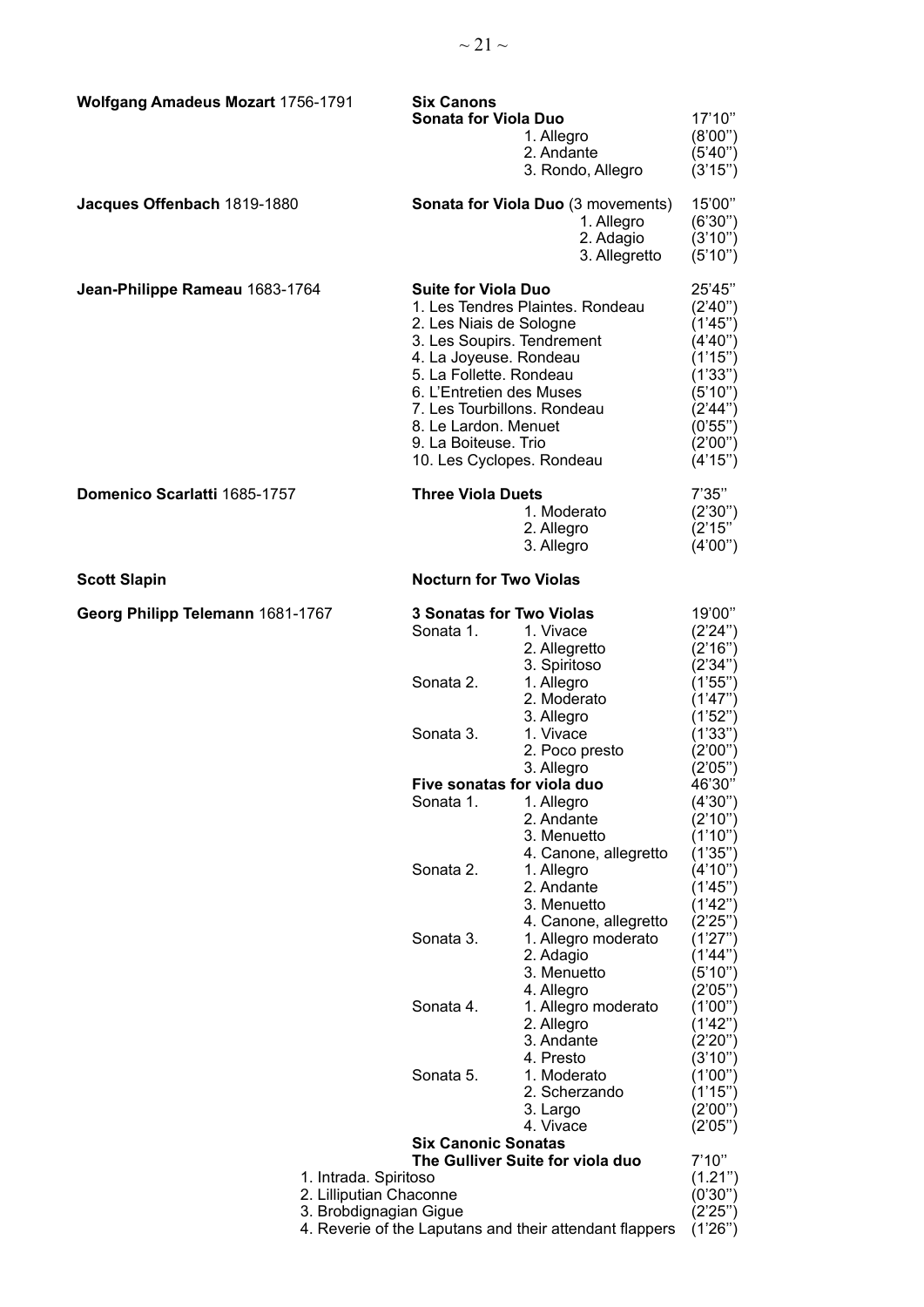| Composer | Work | Movement | Duration |
|---|---|---|---|
| **Wolfgang Amadeus Mozart** 1756-1791 | **Six Canons** | | |
| | **Sonata for Viola Duo** | | 17'10'' |
| | | 1. Allegro | (8'00'') |
| | | 2. Andante | (5'40'') |
| | | 3. Rondo, Allegro | (3'15'') |
| **Jacques Offenbach** 1819-1880 | **Sonata for Viola Duo** (3 movements) | | 15'00'' |
| | | 1. Allegro | (6'30'') |
| | | 2. Adagio | (3'10'') |
| | | 3. Allegretto | (5'10'') |
| **Jean-Philippe Rameau** 1683-1764 | **Suite for Viola Duo** | | 25'45'' |
| | 1. Les Tendres Plaintes. Rondeau | | (2'40'') |
| | 2. Les Niais de Sologne | | (1'45'') |
| | 3. Les Soupirs. Tendrement | | (4'40'') |
| | 4. La Joyeuse. Rondeau | | (1'15'') |
| | 5. La Follette. Rondeau | | (1'33'') |
| | 6. L'Entretien des Muses | | (5'10'') |
| | 7. Les Tourbillons. Rondeau | | (2'44'') |
| | 8. Le Lardon. Menuet | | (0'55'') |
| | 9. La Boiteuse. Trio | | (2'00'') |
| | 10. Les Cyclopes. Rondeau | | (4'15'') |
| **Domenico Scarlatti** 1685-1757 | **Three Viola Duets** | | 7'35'' |
| | | 1. Moderato | (2'30'') |
| | | 2. Allegro | (2'15'' |
| | | 3. Allegro | (4'00'') |
| **Scott Slapin** | **Nocturn for Two Violas** | | |
| **Georg Philipp Telemann** 1681-1767 | **3 Sonatas for Two Violas** | | 19'00'' |
| | Sonata 1. | 1. Vivace | (2'24'') |
| | | 2. Allegretto | (2'16'') |
| | | 3. Spiritoso | (2'34'') |
| | Sonata 2. | 1. Allegro | (1'55'') |
| | | 2. Moderato | (1'47'') |
| | | 3. Allegro | (1'52'') |
| | Sonata 3. | 1. Vivace | (1'33'') |
| | | 2. Poco presto | (2'00'') |
| | | 3. Allegro | (2'05'') |
| | **Five sonatas for viola duo** | | 46'30'' |
| | Sonata 1. | 1. Allegro | (4'30'') |
| | | 2. Andante | (2'10'') |
| | | 3. Menuetto | (1'10'') |
| | | 4. Canone, allegretto | (1'35'') |
| | Sonata 2. | 1. Allegro | (4'10'') |
| | | 2. Andante | (1'45'') |
| | | 3. Menuetto | (1'42'') |
| | | 4. Canone, allegretto | (2'25'') |
| | Sonata 3. | 1. Allegro moderato | (1'27'') |
| | | 2. Adagio | (1'44'') |
| | | 3. Menuetto | (5'10'') |
| | | 4. Allegro | (2'05'') |
| | Sonata 4. | 1. Allegro moderato | (1'00'') |
| | | 2. Allegro | (1'42'') |
| | | 3. Andante | (2'20'') |
| | | 4. Presto | (3'10'') |
| | Sonata 5. | 1. Moderato | (1'00'') |
| | | 2. Scherzando | (1'15'') |
| | | 3. Largo | (2'00'') |
| | | 4. Vivace | (2'05'') |
| | **Six Canonic Sonatas** | | |
| | **The Gulliver Suite for viola duo** | | 7'10'' |
| | 1. Intrada. Spiritoso | | (1.21'') |
| | 2. Lilliputian Chaconne | | (0'30'') |
| | 3. Brobdignagian Gigue | | (2'25'') |
| | 4. Reverie of the Laputans and their attendant flappers | | (1'26'') |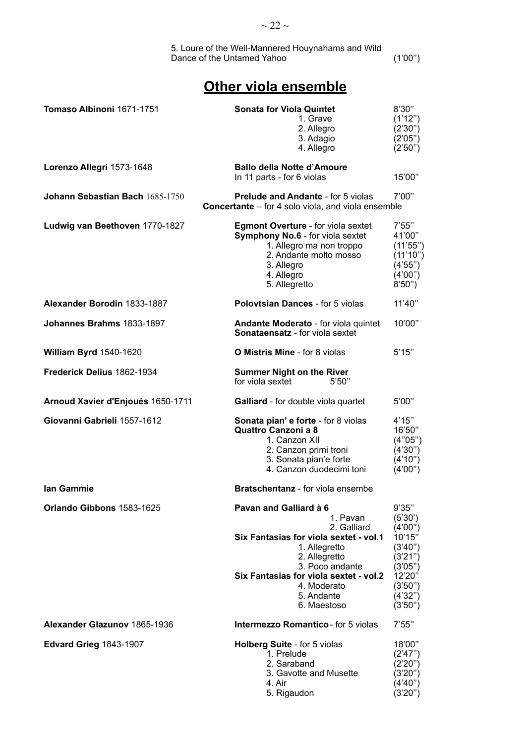5. Loure of the Well-Mannered Houynahams and Wild Dance of the Untamed Yahoo (1'00'')

# **Other viola ensemble**

**Tomaso Albinoni** 1671-1751

**Sonata for Viola Quintet** 8'30''
1. Grave (1'12'')
2. Allegro (2'30'')
3. Adagio (2'05'')
4. Allegro (2'50'')

**Lorenzo Allegri** 1573-1648

**Ballo della Notte d'Amoure**
In 11 parts - for 6 violas 15'00''

**Johann Sebastian Bach** 1685-1750

**Prelude and Andante** - for 5 violas 7'00''
**Concertante** – for 4 solo viola, and viola ensemble

**Ludwig van Beethoven** 1770-1827

**Egmont Overture** - for viola sextet 7'55''
**Symphony No.6** - for viola sextet 41'00''
1. Allegro ma non troppo (11'55'')
2. Andante molto mosso (11'10'')
3. Allegro (4'55'')
4. Allegro (4'00'')
5. Allegretto 8'50'')

**Alexander Borodin** 1833-1887

**Polovtsian Dances** - for 5 violas 11'40''

**Johannes Brahms** 1833-1897

**Andante Moderato** - for viola quintet 10'00''
**Sonataensatz** - for viola sextet

**William Byrd** 1540-1620

**O Mistris Mine** - for 8 violas 5'15''

**Frederick Delius** 1862-1934

**Summer Night on the River**
for viola sextet 5'50''

**Arnoud Xavier d'Enjoués** 1650-1711

**Galliard** - for double viola quartet 5'00''

**Giovanni Gabrieli** 1557-1612

**Sonata pian' e forte** - for 8 violas 4'15''
**Quattro Canzoni a 8** 16'50''
1. Canzon XII (4''05'')
2. Canzon primi troni (4'30'')
3. Sonata pian'e forte (4'10'')
4. Canzon duodecimi toni (4'00'')

**Ian Gammie**

**Bratschentanz** - for viola ensembe

**Orlando Gibbons** 1583-1625

**Pavan and Galliard à 6** 9'35''
1. Pavan (5'30')
2. Galliard (4'00'')

**Six Fantasias for viola sextet - vol.1** 10'15''
1. Allegretto (3'40'')
2. Allegretto (3'21'')
3. Poco andante (3'05'')

**Six Fantasias for viola sextet - vol.2** 12'20''
4. Moderato (3'50'')
5. Andante (4'32'')
6. Maestoso (3'50'')

**Alexander Glazunov** 1865-1936

**Intermezzo Romantico** - for 5 violas 7'55''

**Edvard Grieg** 1843-1907

**Holberg Suite** - for 5 violas 18'00''
1. Prelude (2'47'')
2. Saraband (2'20'')
3. Gavotte and Musette (3'20'')
4. Air (4'40'')
5. Rigaudon (3'20'')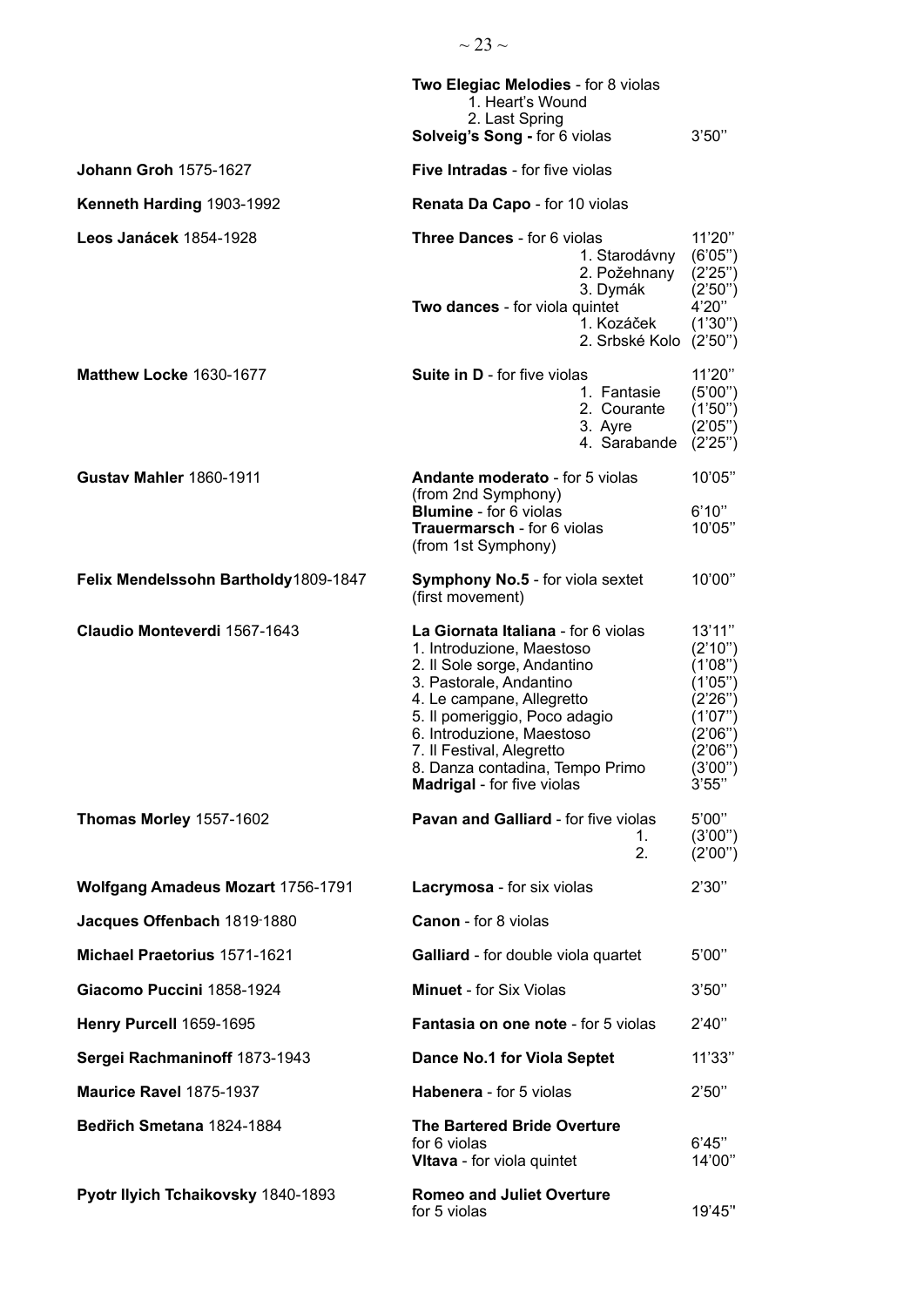| | | |
|---|---|---|
| | **Two Elegiac Melodies** - for 8 violas<br>1. Heart's Wound<br>2. Last Spring | |
| | **Solveig's Song -** for 6 violas | 3'50'' |
| **Johann Groh** 1575-1627 | **Five Intradas** - for five violas | |
| **Kenneth Harding** 1903-1992 | **Renata Da Capo** - for 10 violas | |
| **Leos Janácek** 1854-1928 | **Three Dances** - for 6 violas | 11'20'' |
| | 1. Starodávny | (6'05'') |
| | 2. Požehnany | (2'25'') |
| | 3. Dymák | (2'50'') |
| | **Two dances** - for viola quintet | 4'20'' |
| | 1. Kozáček | (1'30'') |
| | 2. Srbské Kolo | (2'50'') |
| **Matthew Locke** 1630-1677 | **Suite in D** - for five violas | 11'20'' |
| | 1. Fantasie | (5'00'') |
| | 2. Courante | (1'50'') |
| | 3. Ayre | (2'05'') |
| | 4. Sarabande | (2'25'') |
| **Gustav Mahler** 1860-1911 | **Andante moderato** - for 5 violas<br>(from 2nd Symphony) | 10'05'' |
| | **Blumine** - for 6 violas | 6'10'' |
| | **Trauermarsch** - for 6 violas<br>(from 1st Symphony) | 10'05'' |
| **Felix Mendelssohn Bartholdy**1809-1847 | **Symphony No.5** - for viola sextet<br>(first movement) | 10'00'' |
| **Claudio Monteverdi** 1567-1643 | **La Giornata Italiana** - for 6 violas | 13'11'' |
| | 1. Introduzione, Maestoso | (2'10'') |
| | 2. Il Sole sorge, Andantino | (1'08'') |
| | 3. Pastorale, Andantino | (1'05'') |
| | 4. Le campane, Allegretto | (2'26'') |
| | 5. Il pomeriggio, Poco adagio | (1'07'') |
| | 6. Introduzione, Maestoso | (2'06'') |
| | 7. Il Festival, Alegretto | (2'06'') |
| | 8. Danza contadina, Tempo Primo | (3'00'') |
| | **Madrigal** - for five violas | 3'55'' |
| **Thomas Morley** 1557-1602 | **Pavan and Galliard** - for five violas | 5'00'' |
| | 1. | (3'00'') |
| | 2. | (2'00'') |
| **Wolfgang Amadeus Mozart** 1756-1791 | **Lacrymosa** - for six violas | 2'30'' |
| **Jacques Offenbach** 1819-1880 | **Canon** - for 8 violas | |
| **Michael Praetorius** 1571-1621 | **Galliard** - for double viola quartet | 5'00'' |
| **Giacomo Puccini** 1858-1924 | **Minuet** - for Six Violas | 3'50'' |
| **Henry Purcell** 1659-1695 | **Fantasia on one note** - for 5 violas | 2'40'' |
| **Sergei Rachmaninoff** 1873-1943 | **Dance No.1 for Viola Septet** | 11'33'' |
| **Maurice Ravel** 1875-1937 | **Habenera** - for 5 violas | 2'50'' |
| **Bedřich Smetana** 1824-1884 | **The Bartered Bride Overture**<br>for 6 violas | 6'45'' |
| | **Vltava** - for viola quintet | 14'00'' |
| **Pyotr Ilyich Tchaikovsky** 1840-1893 | **Romeo and Juliet Overture**<br>for 5 violas | 19'45'' |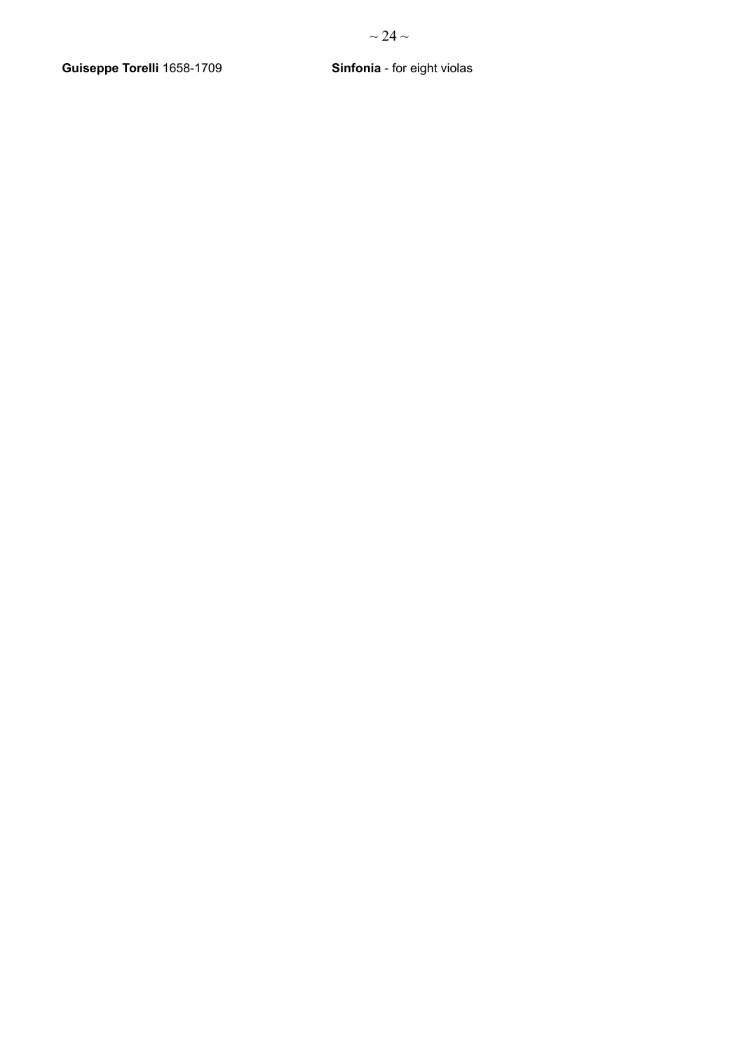**Guiseppe Torelli** 1658-1709 **Sinfonia** - for eight violas